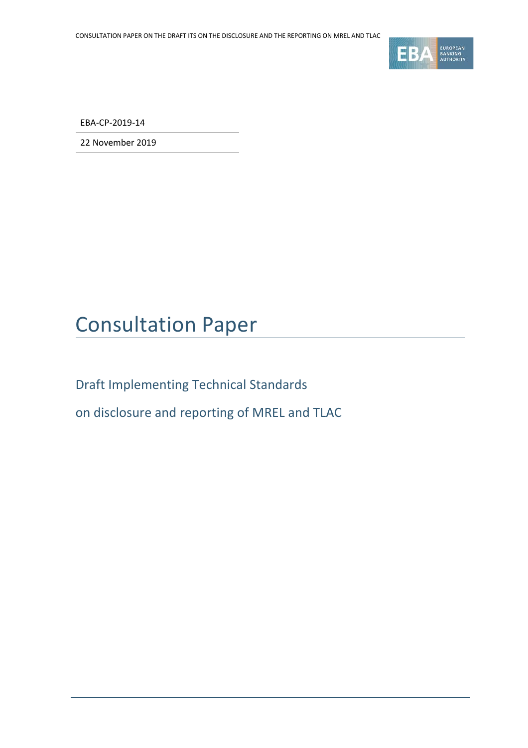EBA-CP-2019-14

22 November 2019

# Consultation Paper

## Draft Implementing Technical Standards

## on disclosure and reporting of MREL and TLAC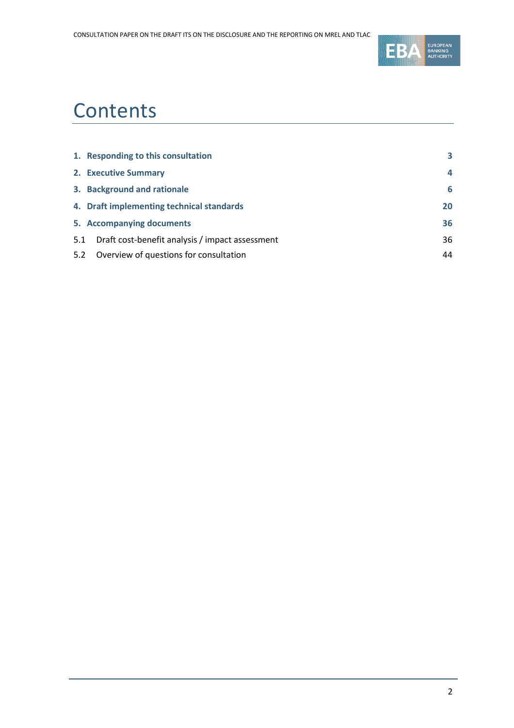# Contents

| | |
|---|---|
| **1. Responding to this consultation** | **3** |
| **2. Executive Summary** | **4** |
| **3. Background and rationale** | **6** |
| **4. Draft implementing technical standards** | **20** |
| **5. Accompanying documents** | **36** |
| 5.1 Draft cost-benefit analysis / impact assessment | 36 |
| 5.2 Overview of questions for consultation | 44 |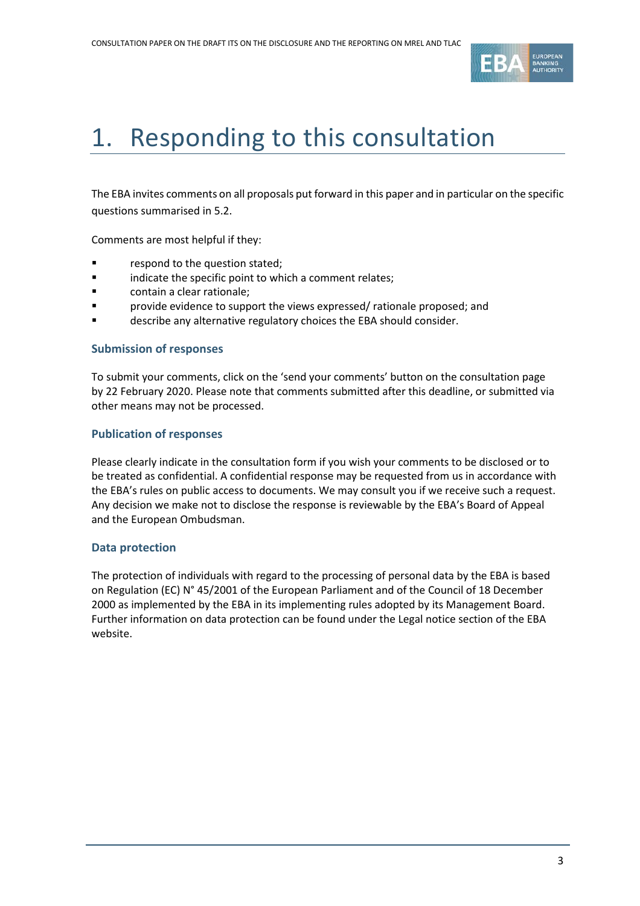# 1. Responding to this consultation

The EBA invites comments on all proposals put forward in this paper and in particular on the specific questions summarised in 5.2.

Comments are most helpful if they:

- respond to the question stated;
- indicate the specific point to which a comment relates;
- contain a clear rationale;
- provide evidence to support the views expressed/ rationale proposed; and
- describe any alternative regulatory choices the EBA should consider.

### Submission of responses

To submit your comments, click on the 'send your comments' button on the consultation page by 22 February 2020. Please note that comments submitted after this deadline, or submitted via other means may not be processed.

### Publication of responses

Please clearly indicate in the consultation form if you wish your comments to be disclosed or to be treated as confidential. A confidential response may be requested from us in accordance with the EBA's rules on public access to documents. We may consult you if we receive such a request. Any decision we make not to disclose the response is reviewable by the EBA's Board of Appeal and the European Ombudsman.

### Data protection

The protection of individuals with regard to the processing of personal data by the EBA is based on Regulation (EC) N° 45/2001 of the European Parliament and of the Council of 18 December 2000 as implemented by the EBA in its implementing rules adopted by its Management Board. Further information on data protection can be found under the Legal notice section of the EBA website.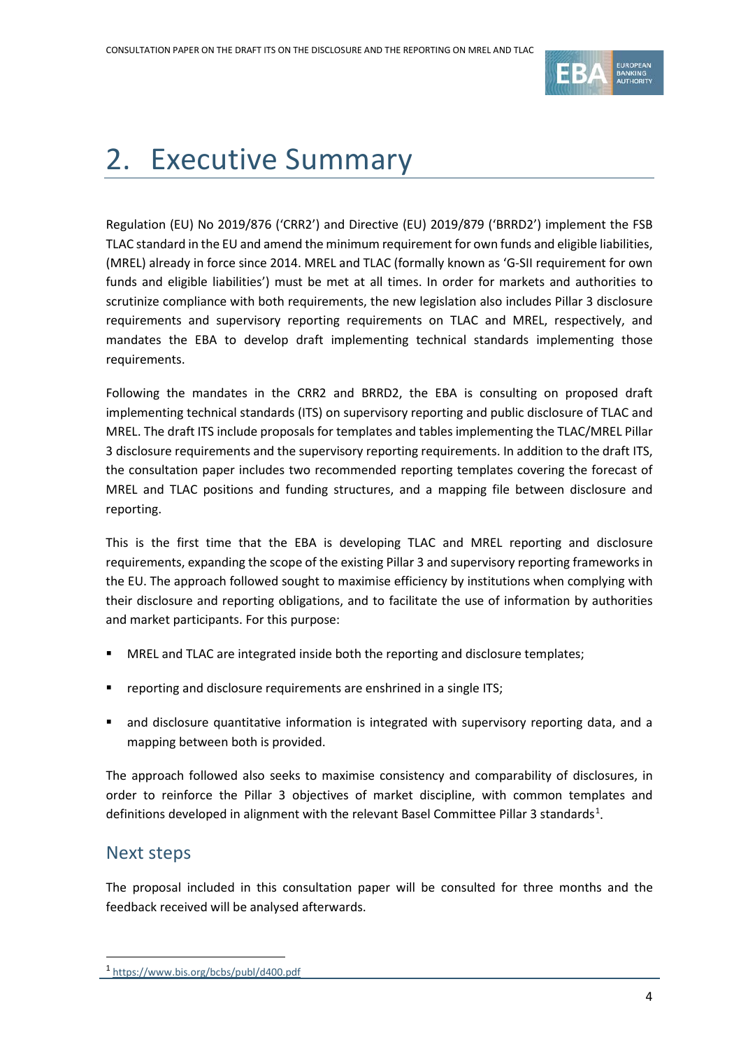# 2. Executive Summary

Regulation (EU) No 2019/876 ('CRR2') and Directive (EU) 2019/879 ('BRRD2') implement the FSB TLAC standard in the EU and amend the minimum requirement for own funds and eligible liabilities, (MREL) already in force since 2014. MREL and TLAC (formally known as 'G-SII requirement for own funds and eligible liabilities') must be met at all times. In order for markets and authorities to scrutinize compliance with both requirements, the new legislation also includes Pillar 3 disclosure requirements and supervisory reporting requirements on TLAC and MREL, respectively, and mandates the EBA to develop draft implementing technical standards implementing those requirements.

Following the mandates in the CRR2 and BRRD2, the EBA is consulting on proposed draft implementing technical standards (ITS) on supervisory reporting and public disclosure of TLAC and MREL. The draft ITS include proposals for templates and tables implementing the TLAC/MREL Pillar 3 disclosure requirements and the supervisory reporting requirements. In addition to the draft ITS, the consultation paper includes two recommended reporting templates covering the forecast of MREL and TLAC positions and funding structures, and a mapping file between disclosure and reporting.

This is the first time that the EBA is developing TLAC and MREL reporting and disclosure requirements, expanding the scope of the existing Pillar 3 and supervisory reporting frameworks in the EU. The approach followed sought to maximise efficiency by institutions when complying with their disclosure and reporting obligations, and to facilitate the use of information by authorities and market participants. For this purpose:

- MREL and TLAC are integrated inside both the reporting and disclosure templates;
- reporting and disclosure requirements are enshrined in a single ITS;
- and disclosure quantitative information is integrated with supervisory reporting data, and a mapping between both is provided.

The approach followed also seeks to maximise consistency and comparability of disclosures, in order to reinforce the Pillar 3 objectives of market discipline, with common templates and definitions developed in alignment with the relevant Basel Committee Pillar 3 standards[1].

## Next steps

The proposal included in this consultation paper will be consulted for three months and the feedback received will be analysed afterwards.

[1] https://www.bis.org/bcbs/publ/d400.pdf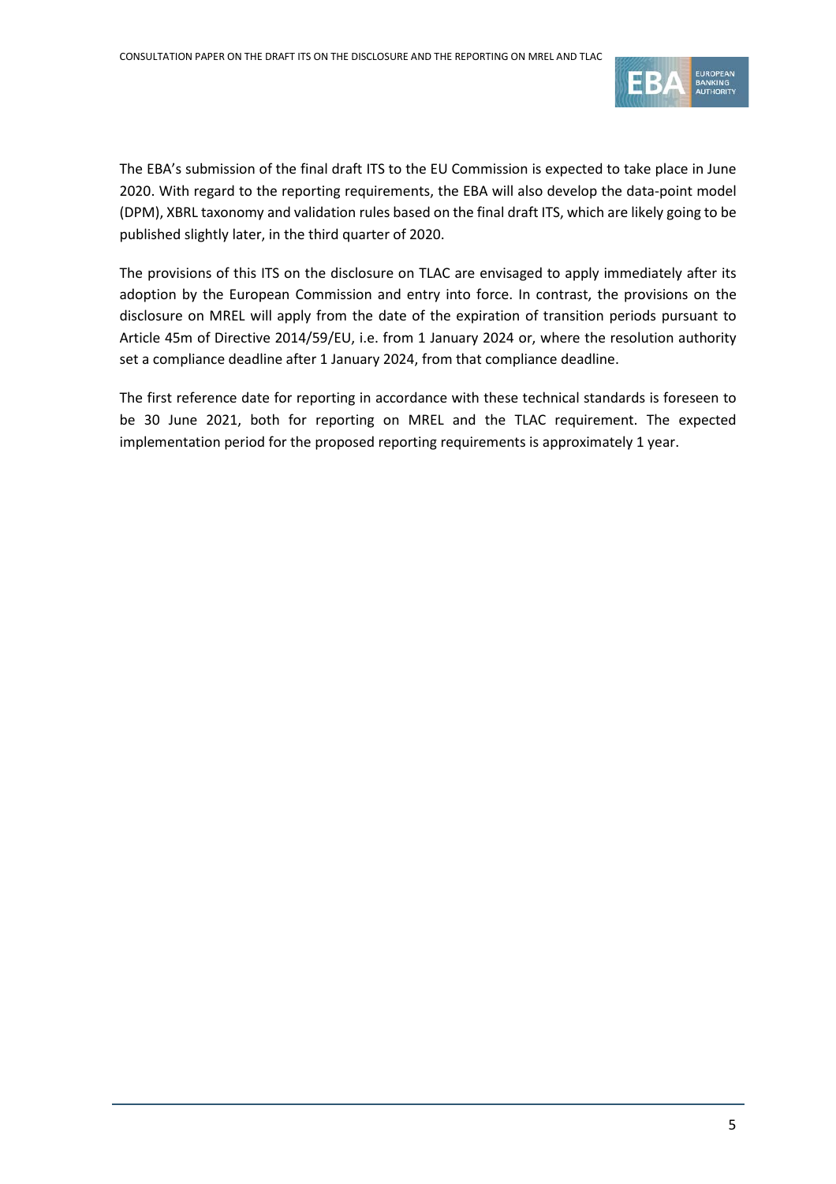The EBA's submission of the final draft ITS to the EU Commission is expected to take place in June 2020. With regard to the reporting requirements, the EBA will also develop the data-point model (DPM), XBRL taxonomy and validation rules based on the final draft ITS, which are likely going to be published slightly later, in the third quarter of 2020.

The provisions of this ITS on the disclosure on TLAC are envisaged to apply immediately after its adoption by the European Commission and entry into force. In contrast, the provisions on the disclosure on MREL will apply from the date of the expiration of transition periods pursuant to Article 45m of Directive 2014/59/EU, i.e. from 1 January 2024 or, where the resolution authority set a compliance deadline after 1 January 2024, from that compliance deadline.

The first reference date for reporting in accordance with these technical standards is foreseen to be 30 June 2021, both for reporting on MREL and the TLAC requirement. The expected implementation period for the proposed reporting requirements is approximately 1 year.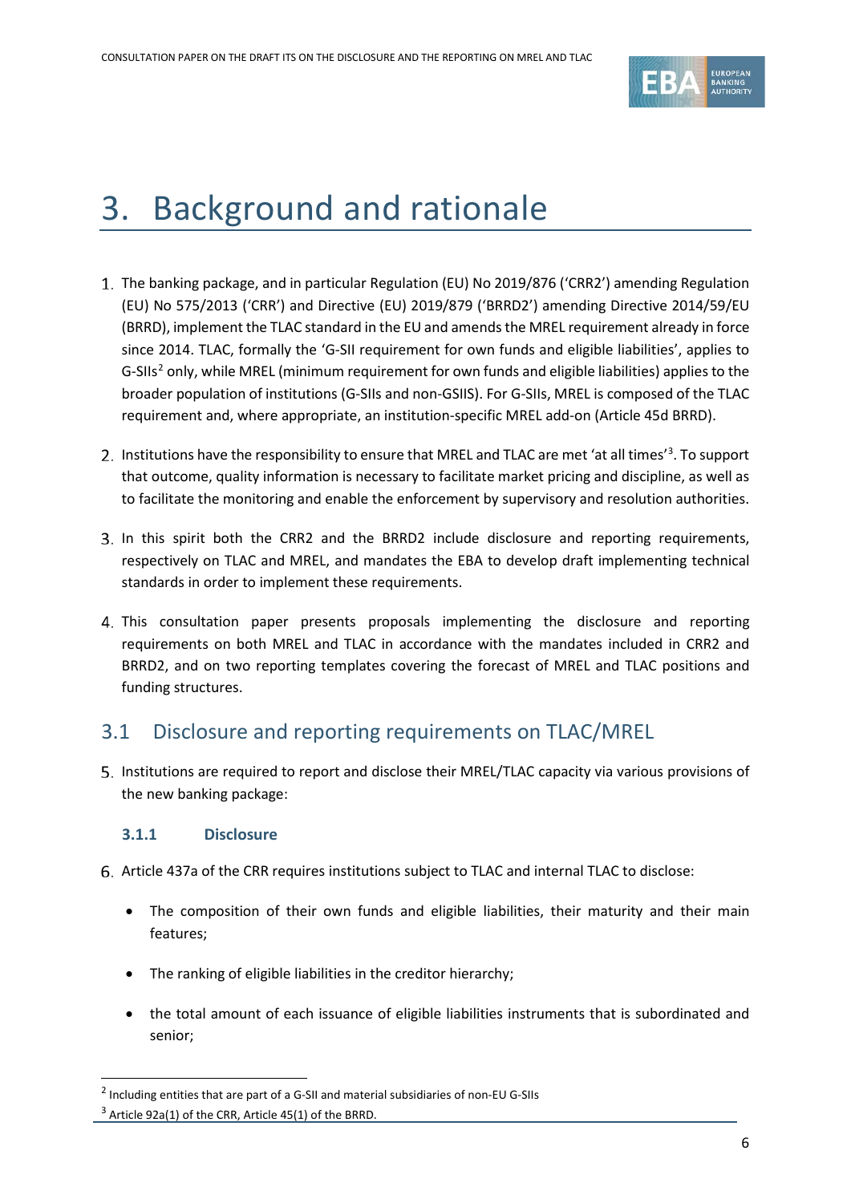# 3. Background and rationale

1. The banking package, and in particular Regulation (EU) No 2019/876 ('CRR2') amending Regulation (EU) No 575/2013 ('CRR') and Directive (EU) 2019/879 ('BRRD2') amending Directive 2014/59/EU (BRRD), implement the TLAC standard in the EU and amends the MREL requirement already in force since 2014. TLAC, formally the 'G-SII requirement for own funds and eligible liabilities', applies to G-SIIs[2] only, while MREL (minimum requirement for own funds and eligible liabilities) applies to the broader population of institutions (G-SIIs and non-GSIIS). For G-SIIs, MREL is composed of the TLAC requirement and, where appropriate, an institution-specific MREL add-on (Article 45d BRRD).

2. Institutions have the responsibility to ensure that MREL and TLAC are met 'at all times'[3]. To support that outcome, quality information is necessary to facilitate market pricing and discipline, as well as to facilitate the monitoring and enable the enforcement by supervisory and resolution authorities.

3. In this spirit both the CRR2 and the BRRD2 include disclosure and reporting requirements, respectively on TLAC and MREL, and mandates the EBA to develop draft implementing technical standards in order to implement these requirements.

4. This consultation paper presents proposals implementing the disclosure and reporting requirements on both MREL and TLAC in accordance with the mandates included in CRR2 and BRRD2, and on two reporting templates covering the forecast of MREL and TLAC positions and funding structures.

## 3.1 Disclosure and reporting requirements on TLAC/MREL

5. Institutions are required to report and disclose their MREL/TLAC capacity via various provisions of the new banking package:

### 3.1.1 Disclosure

6. Article 437a of the CRR requires institutions subject to TLAC and internal TLAC to disclose:

   - The composition of their own funds and eligible liabilities, their maturity and their main features;
   - The ranking of eligible liabilities in the creditor hierarchy;
   - the total amount of each issuance of eligible liabilities instruments that is subordinated and senior;

[2] Including entities that are part of a G-SII and material subsidiaries of non-EU G-SIIs

[3] Article 92a(1) of the CRR, Article 45(1) of the BRRD.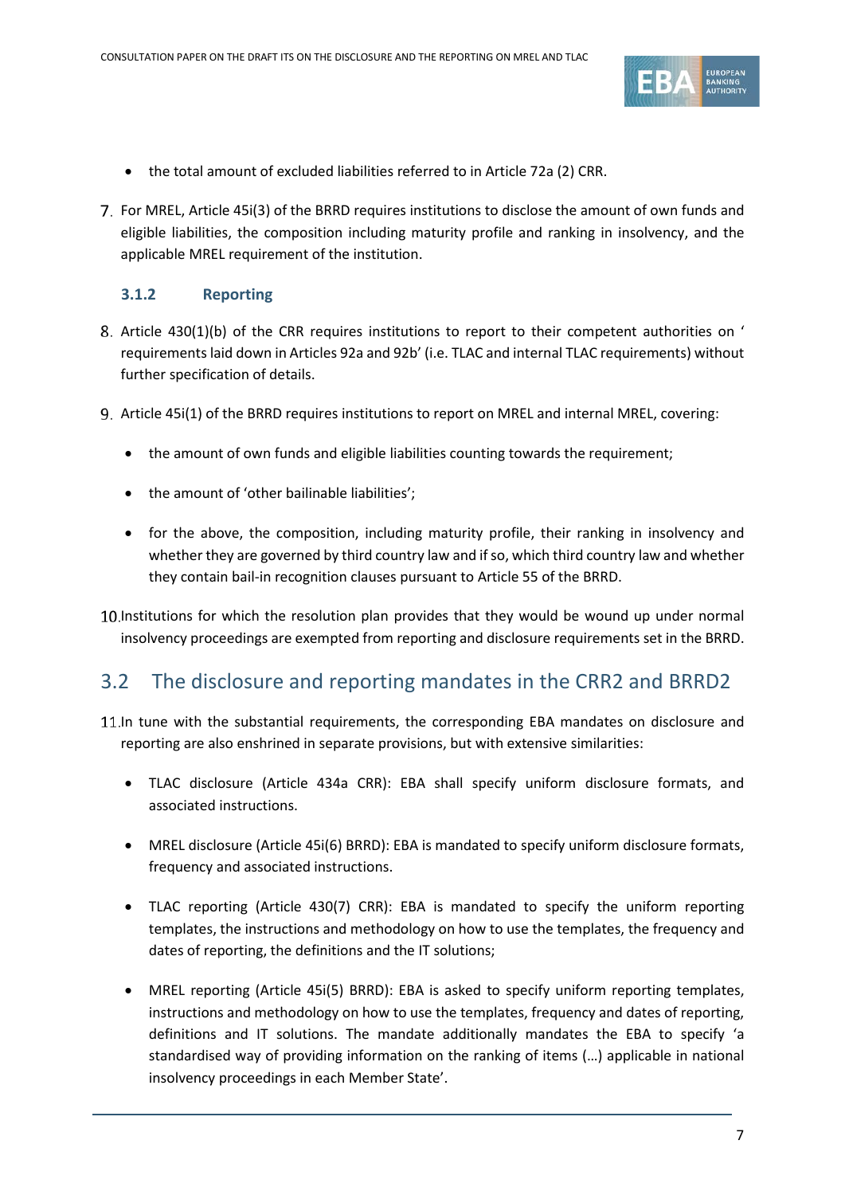- the total amount of excluded liabilities referred to in Article 72a (2) CRR.

7. For MREL, Article 45i(3) of the BRRD requires institutions to disclose the amount of own funds and eligible liabilities, the composition including maturity profile and ranking in insolvency, and the applicable MREL requirement of the institution.

### 3.1.2 Reporting

8. Article 430(1)(b) of the CRR requires institutions to report to their competent authorities on ' requirements laid down in Articles 92a and 92b' (i.e. TLAC and internal TLAC requirements) without further specification of details.

9. Article 45i(1) of the BRRD requires institutions to report on MREL and internal MREL, covering:

   - the amount of own funds and eligible liabilities counting towards the requirement;
   - the amount of 'other bailinable liabilities';
   - for the above, the composition, including maturity profile, their ranking in insolvency and whether they are governed by third country law and if so, which third country law and whether they contain bail-in recognition clauses pursuant to Article 55 of the BRRD.

10. Institutions for which the resolution plan provides that they would be wound up under normal insolvency proceedings are exempted from reporting and disclosure requirements set in the BRRD.

## 3.2 The disclosure and reporting mandates in the CRR2 and BRRD2

11. In tune with the substantial requirements, the corresponding EBA mandates on disclosure and reporting are also enshrined in separate provisions, but with extensive similarities:

   - TLAC disclosure (Article 434a CRR): EBA shall specify uniform disclosure formats, and associated instructions.
   - MREL disclosure (Article 45i(6) BRRD): EBA is mandated to specify uniform disclosure formats, frequency and associated instructions.
   - TLAC reporting (Article 430(7) CRR): EBA is mandated to specify the uniform reporting templates, the instructions and methodology on how to use the templates, the frequency and dates of reporting, the definitions and the IT solutions;
   - MREL reporting (Article 45i(5) BRRD): EBA is asked to specify uniform reporting templates, instructions and methodology on how to use the templates, frequency and dates of reporting, definitions and IT solutions. The mandate additionally mandates the EBA to specify 'a standardised way of providing information on the ranking of items (…) applicable in national insolvency proceedings in each Member State'.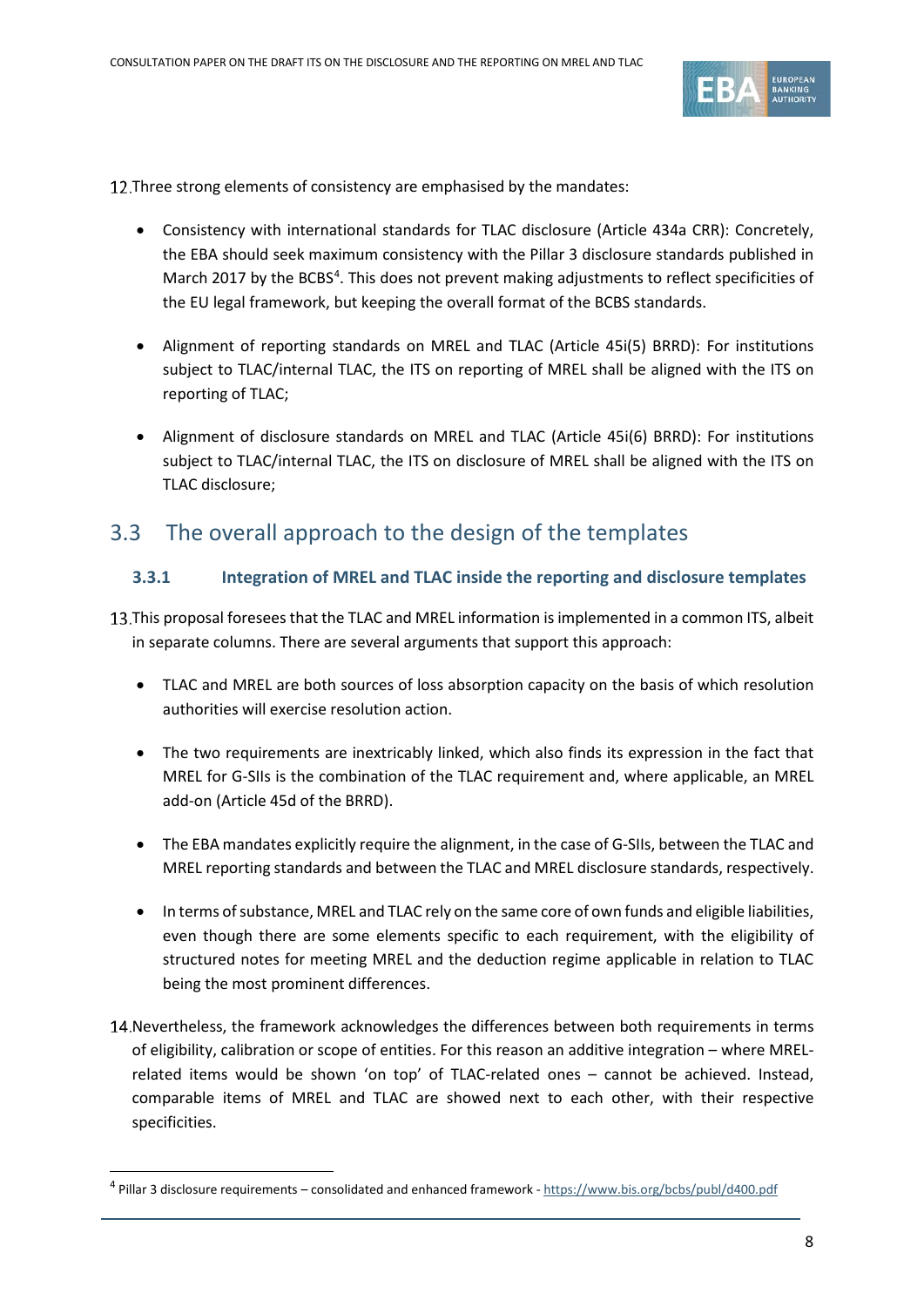12. Three strong elements of consistency are emphasised by the mandates:

- Consistency with international standards for TLAC disclosure (Article 434a CRR): Concretely, the EBA should seek maximum consistency with the Pillar 3 disclosure standards published in March 2017 by the BCBS[4]. This does not prevent making adjustments to reflect specificities of the EU legal framework, but keeping the overall format of the BCBS standards.

- Alignment of reporting standards on MREL and TLAC (Article 45i(5) BRRD): For institutions subject to TLAC/internal TLAC, the ITS on reporting of MREL shall be aligned with the ITS on reporting of TLAC;

- Alignment of disclosure standards on MREL and TLAC (Article 45i(6) BRRD): For institutions subject to TLAC/internal TLAC, the ITS on disclosure of MREL shall be aligned with the ITS on TLAC disclosure;

## 3.3 The overall approach to the design of the templates

### 3.3.1 Integration of MREL and TLAC inside the reporting and disclosure templates

13. This proposal foresees that the TLAC and MREL information is implemented in a common ITS, albeit in separate columns. There are several arguments that support this approach:

- TLAC and MREL are both sources of loss absorption capacity on the basis of which resolution authorities will exercise resolution action.

- The two requirements are inextricably linked, which also finds its expression in the fact that MREL for G-SIIs is the combination of the TLAC requirement and, where applicable, an MREL add-on (Article 45d of the BRRD).

- The EBA mandates explicitly require the alignment, in the case of G-SIIs, between the TLAC and MREL reporting standards and between the TLAC and MREL disclosure standards, respectively.

- In terms of substance, MREL and TLAC rely on the same core of own funds and eligible liabilities, even though there are some elements specific to each requirement, with the eligibility of structured notes for meeting MREL and the deduction regime applicable in relation to TLAC being the most prominent differences.

14. Nevertheless, the framework acknowledges the differences between both requirements in terms of eligibility, calibration or scope of entities. For this reason an additive integration – where MREL-related items would be shown 'on top' of TLAC-related ones – cannot be achieved. Instead, comparable items of MREL and TLAC are showed next to each other, with their respective specificities.

[4] Pillar 3 disclosure requirements – consolidated and enhanced framework - https://www.bis.org/bcbs/publ/d400.pdf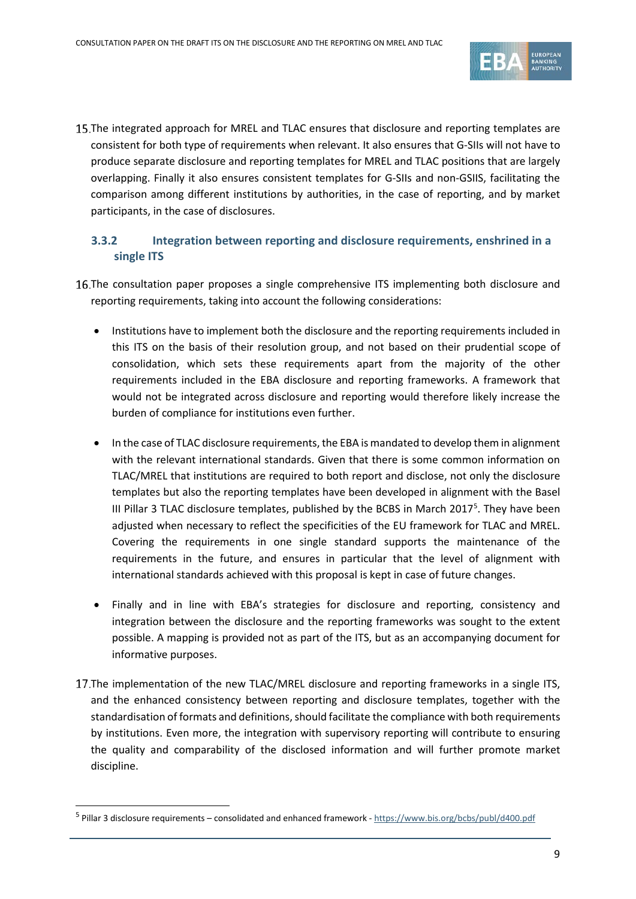15. The integrated approach for MREL and TLAC ensures that disclosure and reporting templates are consistent for both type of requirements when relevant. It also ensures that G-SIIs will not have to produce separate disclosure and reporting templates for MREL and TLAC positions that are largely overlapping. Finally it also ensures consistent templates for G-SIIs and non-GSIIS, facilitating the comparison among different institutions by authorities, in the case of reporting, and by market participants, in the case of disclosures.

### 3.3.2 Integration between reporting and disclosure requirements, enshrined in a single ITS

16. The consultation paper proposes a single comprehensive ITS implementing both disclosure and reporting requirements, taking into account the following considerations:

- Institutions have to implement both the disclosure and the reporting requirements included in this ITS on the basis of their resolution group, and not based on their prudential scope of consolidation, which sets these requirements apart from the majority of the other requirements included in the EBA disclosure and reporting frameworks. A framework that would not be integrated across disclosure and reporting would therefore likely increase the burden of compliance for institutions even further.

- In the case of TLAC disclosure requirements, the EBA is mandated to develop them in alignment with the relevant international standards. Given that there is some common information on TLAC/MREL that institutions are required to both report and disclose, not only the disclosure templates but also the reporting templates have been developed in alignment with the Basel III Pillar 3 TLAC disclosure templates, published by the BCBS in March 2017[5]. They have been adjusted when necessary to reflect the specificities of the EU framework for TLAC and MREL. Covering the requirements in one single standard supports the maintenance of the requirements in the future, and ensures in particular that the level of alignment with international standards achieved with this proposal is kept in case of future changes.

- Finally and in line with EBA's strategies for disclosure and reporting, consistency and integration between the disclosure and the reporting frameworks was sought to the extent possible. A mapping is provided not as part of the ITS, but as an accompanying document for informative purposes.

17. The implementation of the new TLAC/MREL disclosure and reporting frameworks in a single ITS, and the enhanced consistency between reporting and disclosure templates, together with the standardisation of formats and definitions, should facilitate the compliance with both requirements by institutions. Even more, the integration with supervisory reporting will contribute to ensuring the quality and comparability of the disclosed information and will further promote market discipline.

[5] Pillar 3 disclosure requirements – consolidated and enhanced framework - https://www.bis.org/bcbs/publ/d400.pdf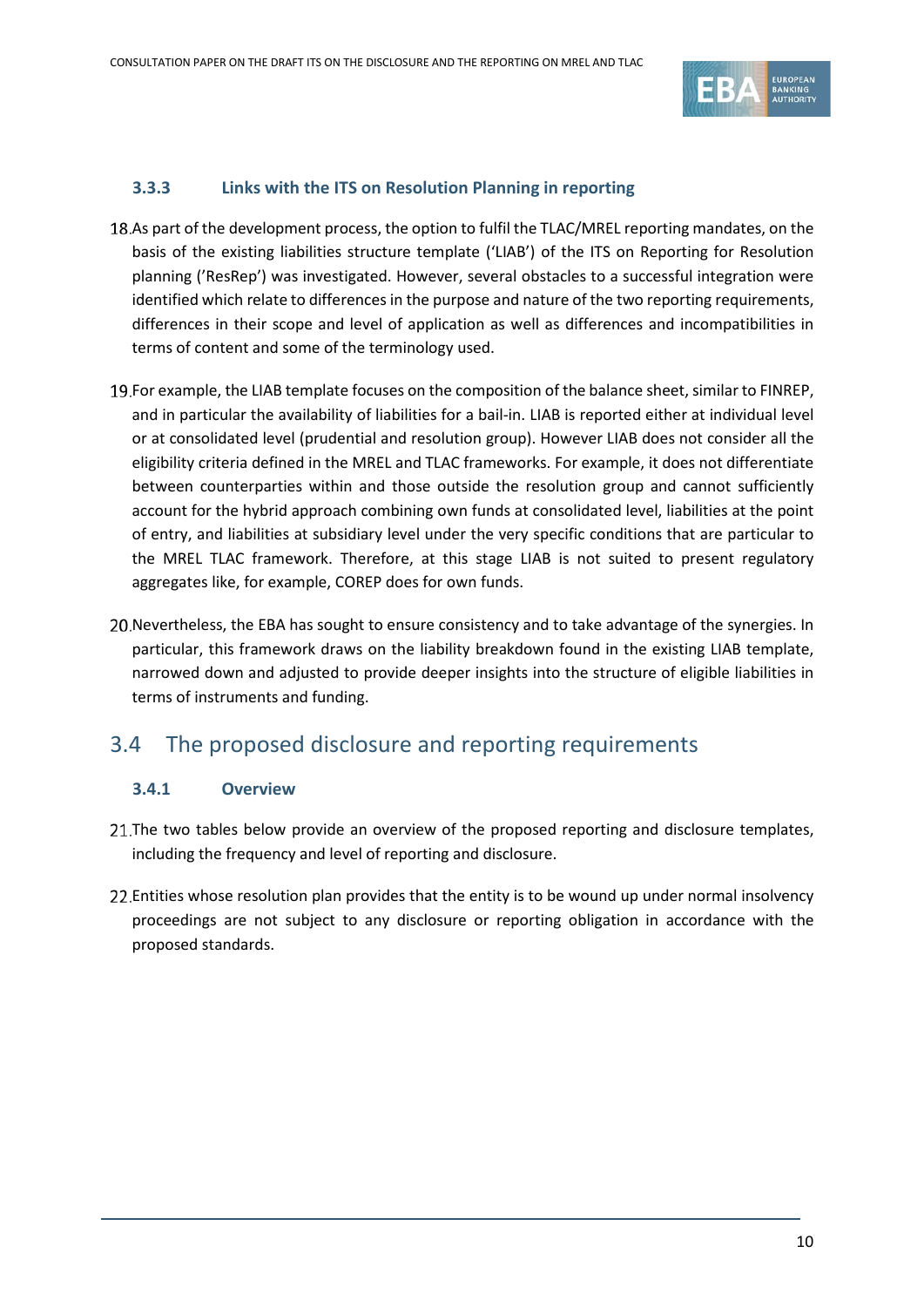### 3.3.3 Links with the ITS on Resolution Planning in reporting

18. As part of the development process, the option to fulfil the TLAC/MREL reporting mandates, on the basis of the existing liabilities structure template ('LIAB') of the ITS on Reporting for Resolution planning ('ResRep') was investigated. However, several obstacles to a successful integration were identified which relate to differences in the purpose and nature of the two reporting requirements, differences in their scope and level of application as well as differences and incompatibilities in terms of content and some of the terminology used.

19. For example, the LIAB template focuses on the composition of the balance sheet, similar to FINREP, and in particular the availability of liabilities for a bail-in. LIAB is reported either at individual level or at consolidated level (prudential and resolution group). However LIAB does not consider all the eligibility criteria defined in the MREL and TLAC frameworks. For example, it does not differentiate between counterparties within and those outside the resolution group and cannot sufficiently account for the hybrid approach combining own funds at consolidated level, liabilities at the point of entry, and liabilities at subsidiary level under the very specific conditions that are particular to the MREL TLAC framework. Therefore, at this stage LIAB is not suited to present regulatory aggregates like, for example, COREP does for own funds.

20. Nevertheless, the EBA has sought to ensure consistency and to take advantage of the synergies. In particular, this framework draws on the liability breakdown found in the existing LIAB template, narrowed down and adjusted to provide deeper insights into the structure of eligible liabilities in terms of instruments and funding.

## 3.4 The proposed disclosure and reporting requirements

### 3.4.1 Overview

21. The two tables below provide an overview of the proposed reporting and disclosure templates, including the frequency and level of reporting and disclosure.

22. Entities whose resolution plan provides that the entity is to be wound up under normal insolvency proceedings are not subject to any disclosure or reporting obligation in accordance with the proposed standards.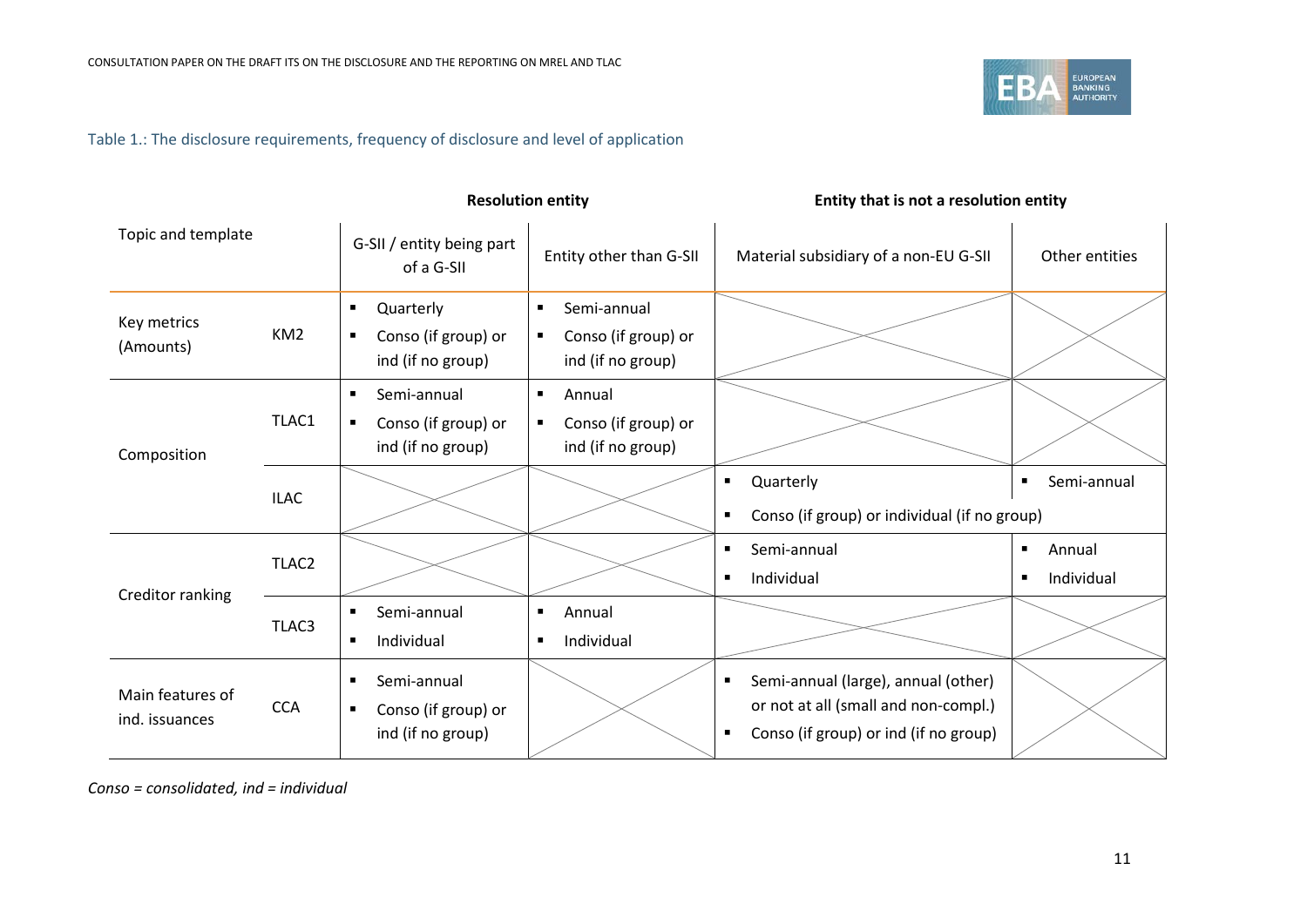Table 1.: The disclosure requirements, frequency of disclosure and level of application

| Topic and template | | Resolution entity | | Entity that is not a resolution entity | |
|---|---|---|---|---|---|
| | | G-SII / entity being part of a G-SII | Entity other than G-SII | Material subsidiary of a non-EU G-SII | Other entities |
| Key metrics (Amounts) | KM2 | ▪ Quarterly<br>▪ Conso (if group) or ind (if no group) | ▪ Semi-annual<br>▪ Conso (if group) or ind (if no group) | | |
| Composition | TLAC1 | ▪ Semi-annual<br>▪ Conso (if group) or ind (if no group) | ▪ Annual<br>▪ Conso (if group) or ind (if no group) | | |
| | ILAC | | | ▪ Quarterly<br>▪ Conso (if group) or individual (if no group) | ▪ Semi-annual<br>▪ Conso (if group) or individual (if no group) |
| Creditor ranking | TLAC2 | | | ▪ Semi-annual<br>▪ Individual | ▪ Annual<br>▪ Individual |
| | TLAC3 | ▪ Semi-annual<br>▪ Individual | ▪ Annual<br>▪ Individual | | |
| Main features of ind. issuances | CCA | ▪ Semi-annual<br>▪ Conso (if group) or ind (if no group) | | ▪ Semi-annual (large), annual (other) or not at all (small and non-compl.)<br>▪ Conso (if group) or ind (if no group) | |

*Conso = consolidated, ind = individual*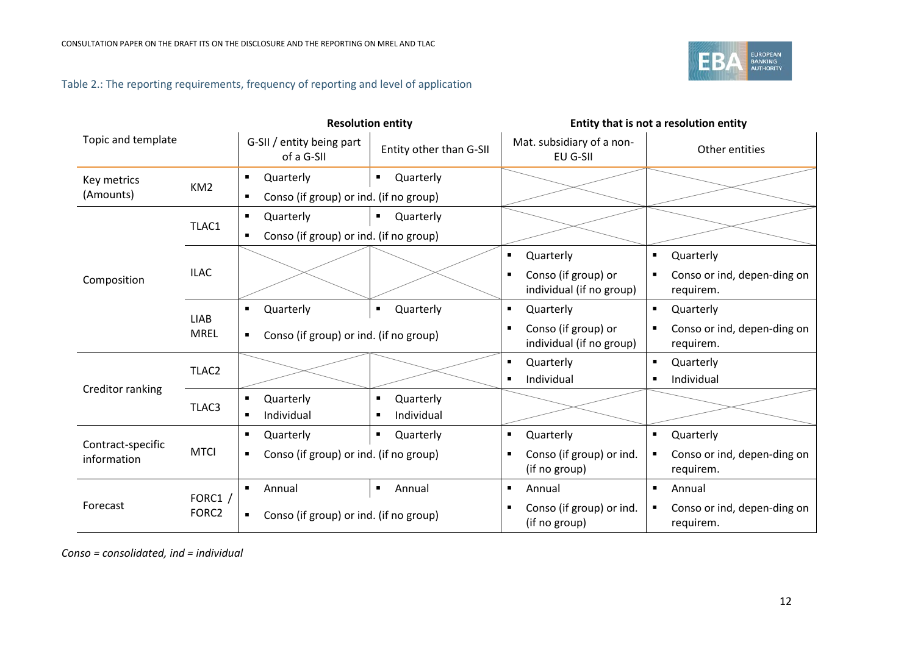Table 2.: The reporting requirements, frequency of reporting and level of application

| Topic and template | | Resolution entity | | Entity that is not a resolution entity | |
|---|---|---|---|---|---|
| | | G-SII / entity being part of a G-SII | Entity other than G-SII | Mat. subsidiary of a non-EU G-SII | Other entities |
| Key metrics (Amounts) | KM2 | ▪ Quarterly<br>▪ Conso (if group) or ind. (if no group) | ▪ Quarterly | | |
| Composition | TLAC1 | ▪ Quarterly<br>▪ Conso (if group) or ind. (if no group) | ▪ Quarterly | | |
| | ILAC | | | ▪ Quarterly<br>▪ Conso (if group) or individual (if no group) | ▪ Quarterly<br>▪ Conso or ind, depen-ding on requirem. |
| | LIAB MREL | ▪ Quarterly<br>▪ Conso (if group) or ind. (if no group) | ▪ Quarterly | ▪ Quarterly<br>▪ Conso (if group) or individual (if no group) | ▪ Quarterly<br>▪ Conso or ind, depen-ding on requirem. |
| Creditor ranking | TLAC2 | | | ▪ Quarterly<br>▪ Individual | ▪ Quarterly<br>▪ Individual |
| | TLAC3 | ▪ Quarterly<br>▪ Individual | ▪ Quarterly<br>▪ Individual | | |
| Contract-specific information | MTCI | ▪ Quarterly<br>▪ Conso (if group) or ind. (if no group) | ▪ Quarterly | ▪ Quarterly<br>▪ Conso (if group) or ind. (if no group) | ▪ Quarterly<br>▪ Conso or ind, depen-ding on requirem. |
| Forecast | FORC1 / FORC2 | ▪ Annual<br>▪ Conso (if group) or ind. (if no group) | ▪ Annual | ▪ Annual<br>▪ Conso (if group) or ind. (if no group) | ▪ Annual<br>▪ Conso or ind, depen-ding on requirem. |

*Conso = consolidated, ind = individual*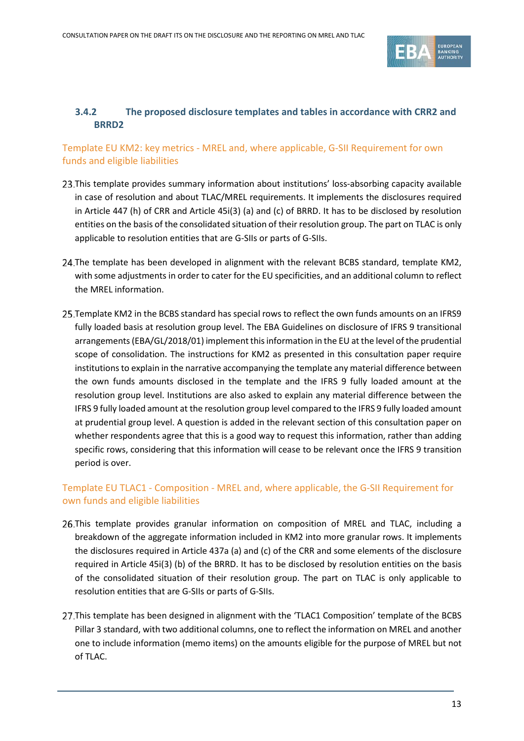### 3.4.2 The proposed disclosure templates and tables in accordance with CRR2 and BRRD2

#### Template EU KM2: key metrics - MREL and, where applicable, G-SII Requirement for own funds and eligible liabilities

23. This template provides summary information about institutions' loss-absorbing capacity available in case of resolution and about TLAC/MREL requirements. It implements the disclosures required in Article 447 (h) of CRR and Article 45i(3) (a) and (c) of BRRD. It has to be disclosed by resolution entities on the basis of the consolidated situation of their resolution group. The part on TLAC is only applicable to resolution entities that are G-SIIs or parts of G-SIIs.

24. The template has been developed in alignment with the relevant BCBS standard, template KM2, with some adjustments in order to cater for the EU specificities, and an additional column to reflect the MREL information.

25. Template KM2 in the BCBS standard has special rows to reflect the own funds amounts on an IFRS9 fully loaded basis at resolution group level. The EBA Guidelines on disclosure of IFRS 9 transitional arrangements (EBA/GL/2018/01) implement this information in the EU at the level of the prudential scope of consolidation. The instructions for KM2 as presented in this consultation paper require institutions to explain in the narrative accompanying the template any material difference between the own funds amounts disclosed in the template and the IFRS 9 fully loaded amount at the resolution group level. Institutions are also asked to explain any material difference between the IFRS 9 fully loaded amount at the resolution group level compared to the IFRS 9 fully loaded amount at prudential group level. A question is added in the relevant section of this consultation paper on whether respondents agree that this is a good way to request this information, rather than adding specific rows, considering that this information will cease to be relevant once the IFRS 9 transition period is over.

#### Template EU TLAC1 - Composition - MREL and, where applicable, the G-SII Requirement for own funds and eligible liabilities

26. This template provides granular information on composition of MREL and TLAC, including a breakdown of the aggregate information included in KM2 into more granular rows. It implements the disclosures required in Article 437a (a) and (c) of the CRR and some elements of the disclosure required in Article 45i(3) (b) of the BRRD. It has to be disclosed by resolution entities on the basis of the consolidated situation of their resolution group. The part on TLAC is only applicable to resolution entities that are G-SIIs or parts of G-SIIs.

27. This template has been designed in alignment with the 'TLAC1 Composition' template of the BCBS Pillar 3 standard, with two additional columns, one to reflect the information on MREL and another one to include information (memo items) on the amounts eligible for the purpose of MREL but not of TLAC.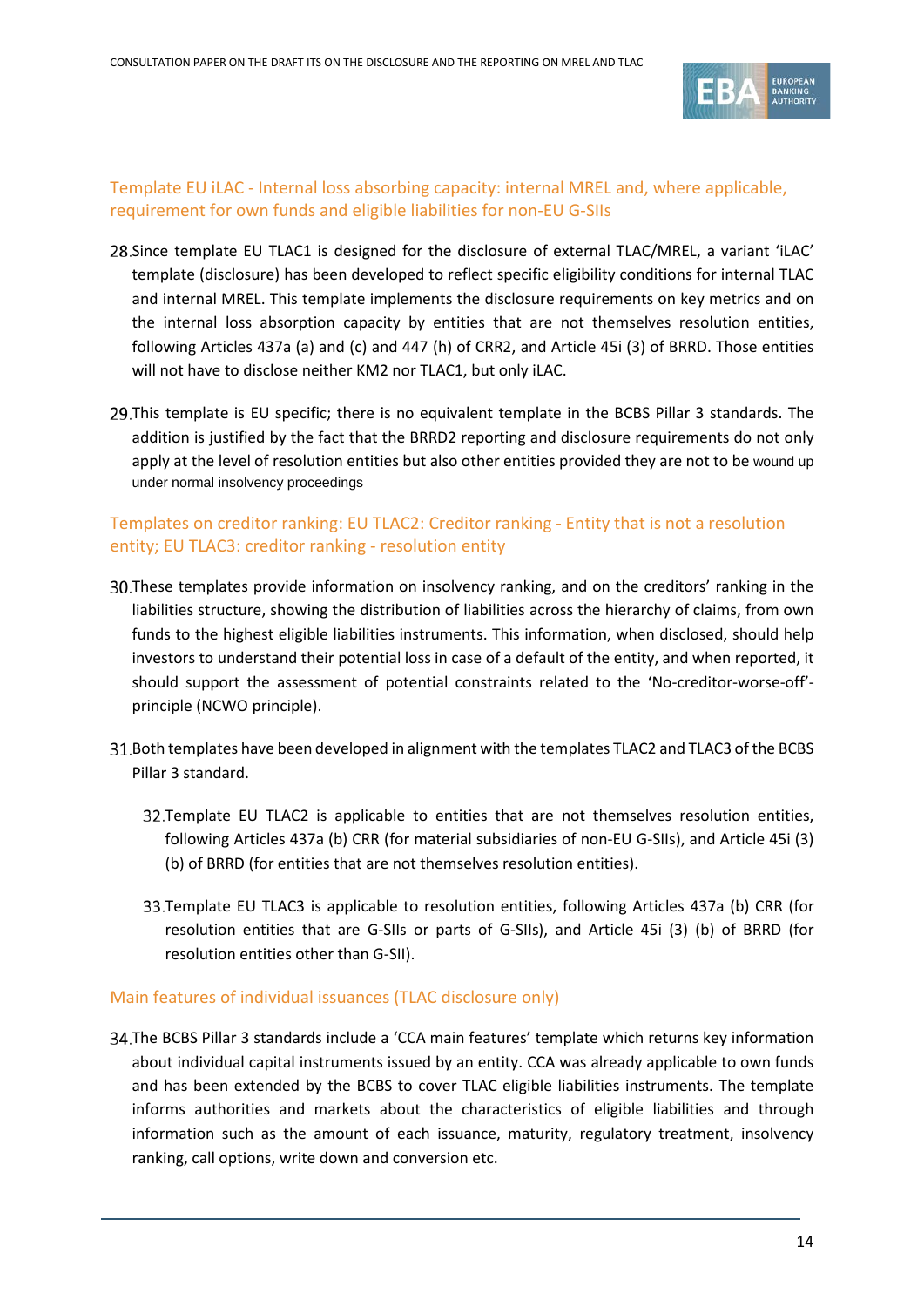### Template EU iLAC - Internal loss absorbing capacity: internal MREL and, where applicable, requirement for own funds and eligible liabilities for non-EU G-SIIs

28. Since template EU TLAC1 is designed for the disclosure of external TLAC/MREL, a variant 'iLAC' template (disclosure) has been developed to reflect specific eligibility conditions for internal TLAC and internal MREL. This template implements the disclosure requirements on key metrics and on the internal loss absorption capacity by entities that are not themselves resolution entities, following Articles 437a (a) and (c) and 447 (h) of CRR2, and Article 45i (3) of BRRD. Those entities will not have to disclose neither KM2 nor TLAC1, but only iLAC.

29. This template is EU specific; there is no equivalent template in the BCBS Pillar 3 standards. The addition is justified by the fact that the BRRD2 reporting and disclosure requirements do not only apply at the level of resolution entities but also other entities provided they are not to be wound up under normal insolvency proceedings

### Templates on creditor ranking: EU TLAC2: Creditor ranking - Entity that is not a resolution entity; EU TLAC3: creditor ranking - resolution entity

30. These templates provide information on insolvency ranking, and on the creditors' ranking in the liabilities structure, showing the distribution of liabilities across the hierarchy of claims, from own funds to the highest eligible liabilities instruments. This information, when disclosed, should help investors to understand their potential loss in case of a default of the entity, and when reported, it should support the assessment of potential constraints related to the 'No-creditor-worse-off'-principle (NCWO principle).

31. Both templates have been developed in alignment with the templates TLAC2 and TLAC3 of the BCBS Pillar 3 standard.

    32. Template EU TLAC2 is applicable to entities that are not themselves resolution entities, following Articles 437a (b) CRR (for material subsidiaries of non-EU G-SIIs), and Article 45i (3) (b) of BRRD (for entities that are not themselves resolution entities).

    33. Template EU TLAC3 is applicable to resolution entities, following Articles 437a (b) CRR (for resolution entities that are G-SIIs or parts of G-SIIs), and Article 45i (3) (b) of BRRD (for resolution entities other than G-SII).

### Main features of individual issuances (TLAC disclosure only)

34. The BCBS Pillar 3 standards include a 'CCA main features' template which returns key information about individual capital instruments issued by an entity. CCA was already applicable to own funds and has been extended by the BCBS to cover TLAC eligible liabilities instruments. The template informs authorities and markets about the characteristics of eligible liabilities and through information such as the amount of each issuance, maturity, regulatory treatment, insolvency ranking, call options, write down and conversion etc.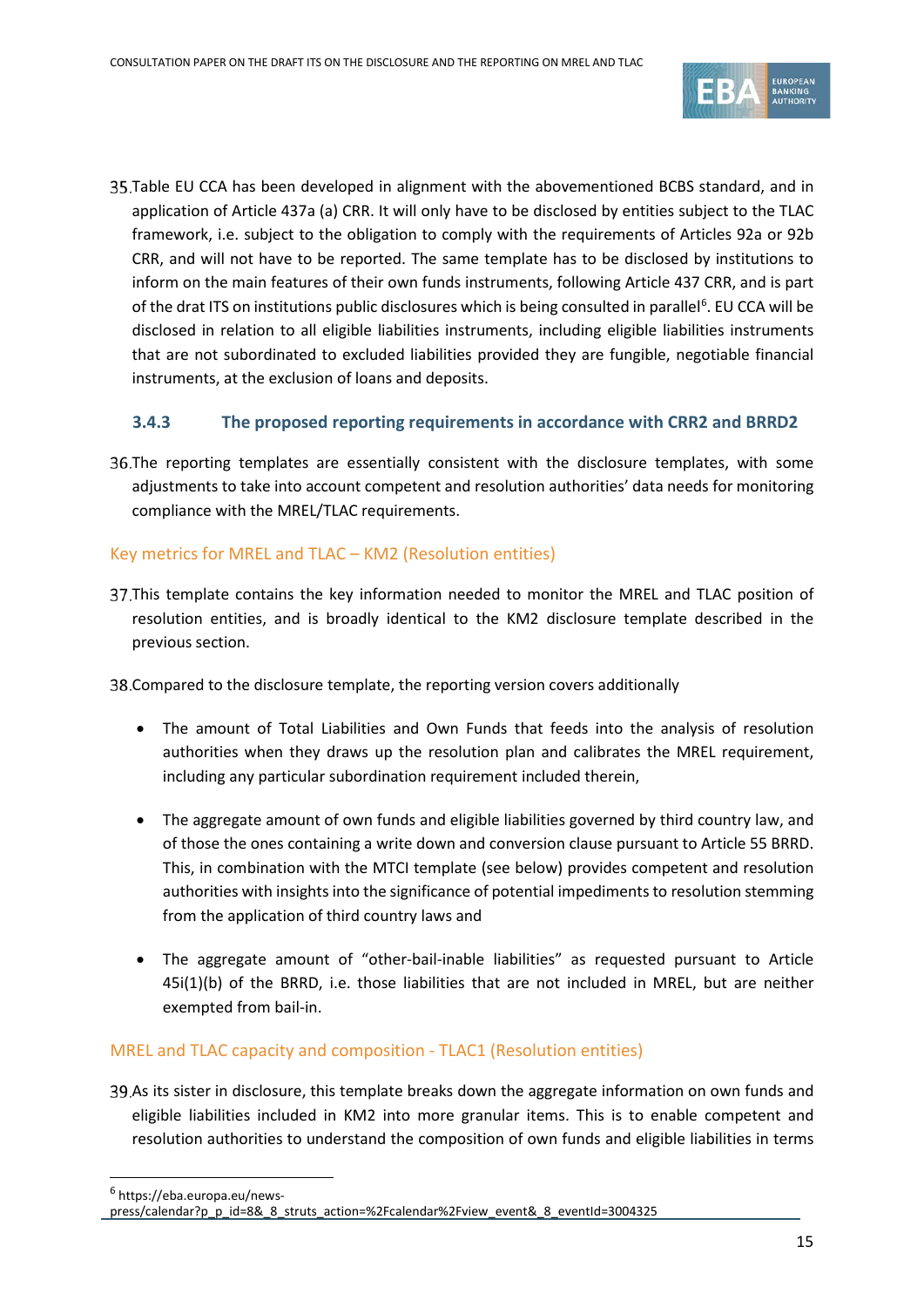35. Table EU CCA has been developed in alignment with the abovementioned BCBS standard, and in application of Article 437a (a) CRR. It will only have to be disclosed by entities subject to the TLAC framework, i.e. subject to the obligation to comply with the requirements of Articles 92a or 92b CRR, and will not have to be reported. The same template has to be disclosed by institutions to inform on the main features of their own funds instruments, following Article 437 CRR, and is part of the drat ITS on institutions public disclosures which is being consulted in parallel[6]. EU CCA will be disclosed in relation to all eligible liabilities instruments, including eligible liabilities instruments that are not subordinated to excluded liabilities provided they are fungible, negotiable financial instruments, at the exclusion of loans and deposits.

### 3.4.3 The proposed reporting requirements in accordance with CRR2 and BRRD2

36. The reporting templates are essentially consistent with the disclosure templates, with some adjustments to take into account competent and resolution authorities' data needs for monitoring compliance with the MREL/TLAC requirements.

#### Key metrics for MREL and TLAC – KM2 (Resolution entities)

37. This template contains the key information needed to monitor the MREL and TLAC position of resolution entities, and is broadly identical to the KM2 disclosure template described in the previous section.

38. Compared to the disclosure template, the reporting version covers additionally

- The amount of Total Liabilities and Own Funds that feeds into the analysis of resolution authorities when they draws up the resolution plan and calibrates the MREL requirement, including any particular subordination requirement included therein,

- The aggregate amount of own funds and eligible liabilities governed by third country law, and of those the ones containing a write down and conversion clause pursuant to Article 55 BRRD. This, in combination with the MTCI template (see below) provides competent and resolution authorities with insights into the significance of potential impediments to resolution stemming from the application of third country laws and

- The aggregate amount of "other-bail-inable liabilities" as requested pursuant to Article 45i(1)(b) of the BRRD, i.e. those liabilities that are not included in MREL, but are neither exempted from bail-in.

#### MREL and TLAC capacity and composition - TLAC1 (Resolution entities)

39. As its sister in disclosure, this template breaks down the aggregate information on own funds and eligible liabilities included in KM2 into more granular items. This is to enable competent and resolution authorities to understand the composition of own funds and eligible liabilities in terms

---

[6] https://eba.europa.eu/news-press/calendar?p_p_id=8&_8_struts_action=%2Fcalendar%2Fview_event&_8_eventId=3004325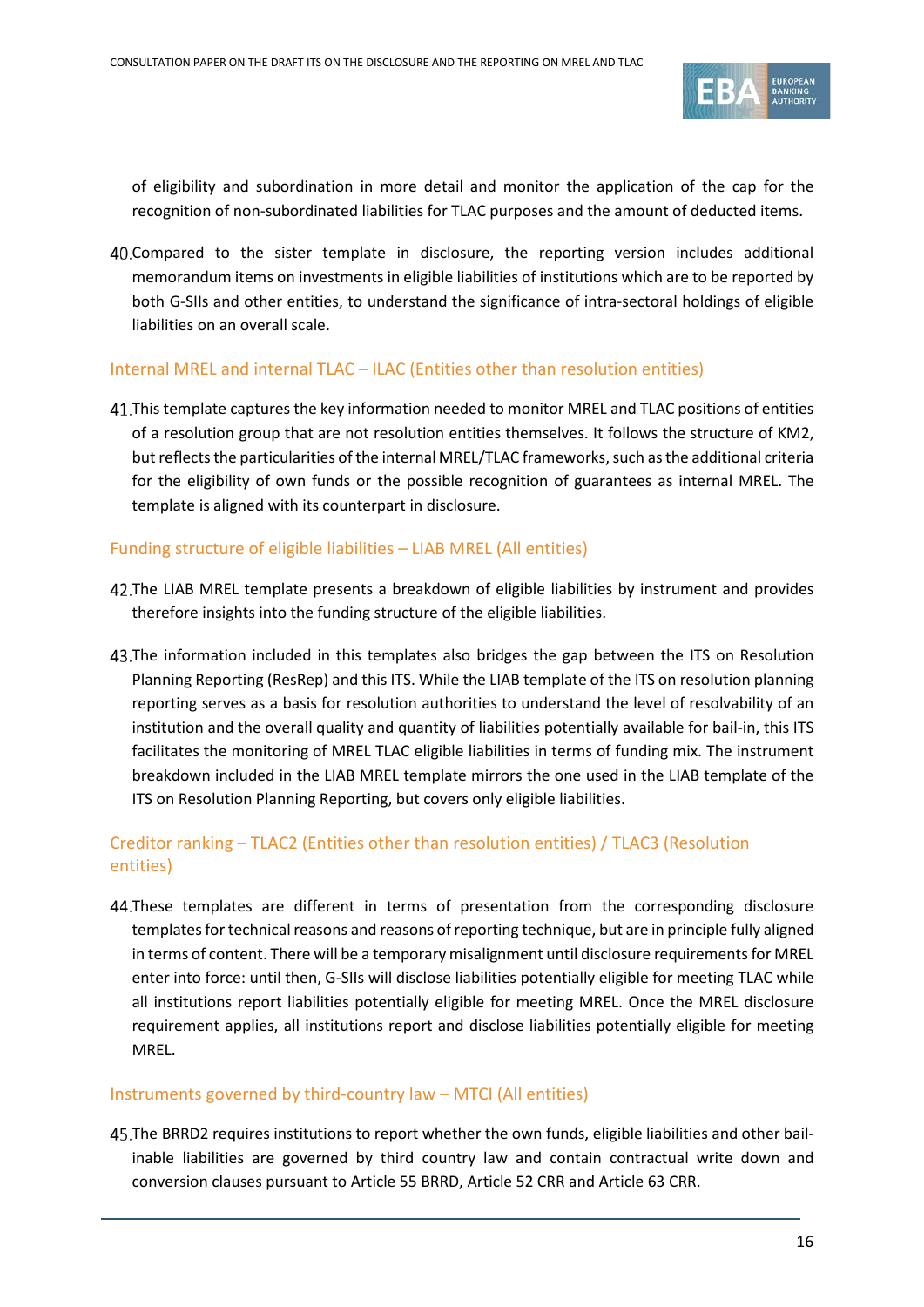of eligibility and subordination in more detail and monitor the application of the cap for the recognition of non-subordinated liabilities for TLAC purposes and the amount of deducted items.

40. Compared to the sister template in disclosure, the reporting version includes additional memorandum items on investments in eligible liabilities of institutions which are to be reported by both G-SIIs and other entities, to understand the significance of intra-sectoral holdings of eligible liabilities on an overall scale.

### Internal MREL and internal TLAC – ILAC (Entities other than resolution entities)

41. This template captures the key information needed to monitor MREL and TLAC positions of entities of a resolution group that are not resolution entities themselves. It follows the structure of KM2, but reflects the particularities of the internal MREL/TLAC frameworks, such as the additional criteria for the eligibility of own funds or the possible recognition of guarantees as internal MREL. The template is aligned with its counterpart in disclosure.

### Funding structure of eligible liabilities – LIAB MREL (All entities)

42. The LIAB MREL template presents a breakdown of eligible liabilities by instrument and provides therefore insights into the funding structure of the eligible liabilities.

43. The information included in this templates also bridges the gap between the ITS on Resolution Planning Reporting (ResRep) and this ITS. While the LIAB template of the ITS on resolution planning reporting serves as a basis for resolution authorities to understand the level of resolvability of an institution and the overall quality and quantity of liabilities potentially available for bail-in, this ITS facilitates the monitoring of MREL TLAC eligible liabilities in terms of funding mix. The instrument breakdown included in the LIAB MREL template mirrors the one used in the LIAB template of the ITS on Resolution Planning Reporting, but covers only eligible liabilities.

### Creditor ranking – TLAC2 (Entities other than resolution entities) / TLAC3 (Resolution entities)

44. These templates are different in terms of presentation from the corresponding disclosure templates for technical reasons and reasons of reporting technique, but are in principle fully aligned in terms of content. There will be a temporary misalignment until disclosure requirements for MREL enter into force: until then, G-SIIs will disclose liabilities potentially eligible for meeting TLAC while all institutions report liabilities potentially eligible for meeting MREL. Once the MREL disclosure requirement applies, all institutions report and disclose liabilities potentially eligible for meeting MREL.

### Instruments governed by third-country law – MTCI (All entities)

45. The BRRD2 requires institutions to report whether the own funds, eligible liabilities and other bail-inable liabilities are governed by third country law and contain contractual write down and conversion clauses pursuant to Article 55 BRRD, Article 52 CRR and Article 63 CRR.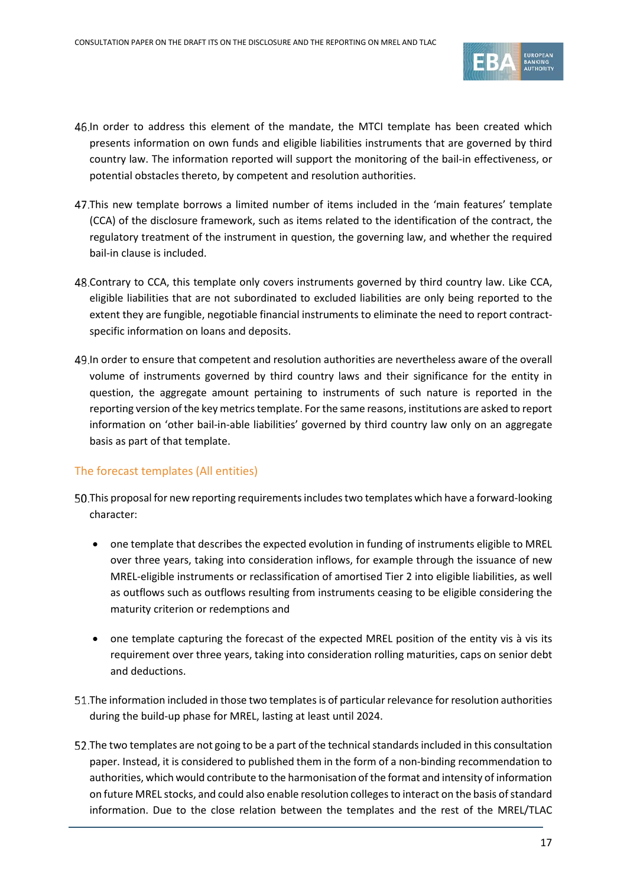46. In order to address this element of the mandate, the MTCI template has been created which presents information on own funds and eligible liabilities instruments that are governed by third country law. The information reported will support the monitoring of the bail-in effectiveness, or potential obstacles thereto, by competent and resolution authorities.

47. This new template borrows a limited number of items included in the 'main features' template (CCA) of the disclosure framework, such as items related to the identification of the contract, the regulatory treatment of the instrument in question, the governing law, and whether the required bail-in clause is included.

48. Contrary to CCA, this template only covers instruments governed by third country law. Like CCA, eligible liabilities that are not subordinated to excluded liabilities are only being reported to the extent they are fungible, negotiable financial instruments to eliminate the need to report contract-specific information on loans and deposits.

49. In order to ensure that competent and resolution authorities are nevertheless aware of the overall volume of instruments governed by third country laws and their significance for the entity in question, the aggregate amount pertaining to instruments of such nature is reported in the reporting version of the key metrics template. For the same reasons, institutions are asked to report information on 'other bail-in-able liabilities' governed by third country law only on an aggregate basis as part of that template.

### The forecast templates (All entities)

50. This proposal for new reporting requirements includes two templates which have a forward-looking character:

   - one template that describes the expected evolution in funding of instruments eligible to MREL over three years, taking into consideration inflows, for example through the issuance of new MREL-eligible instruments or reclassification of amortised Tier 2 into eligible liabilities, as well as outflows such as outflows resulting from instruments ceasing to be eligible considering the maturity criterion or redemptions and

   - one template capturing the forecast of the expected MREL position of the entity vis à vis its requirement over three years, taking into consideration rolling maturities, caps on senior debt and deductions.

51. The information included in those two templates is of particular relevance for resolution authorities during the build-up phase for MREL, lasting at least until 2024.

52. The two templates are not going to be a part of the technical standards included in this consultation paper. Instead, it is considered to published them in the form of a non-binding recommendation to authorities, which would contribute to the harmonisation of the format and intensity of information on future MREL stocks, and could also enable resolution colleges to interact on the basis of standard information. Due to the close relation between the templates and the rest of the MREL/TLAC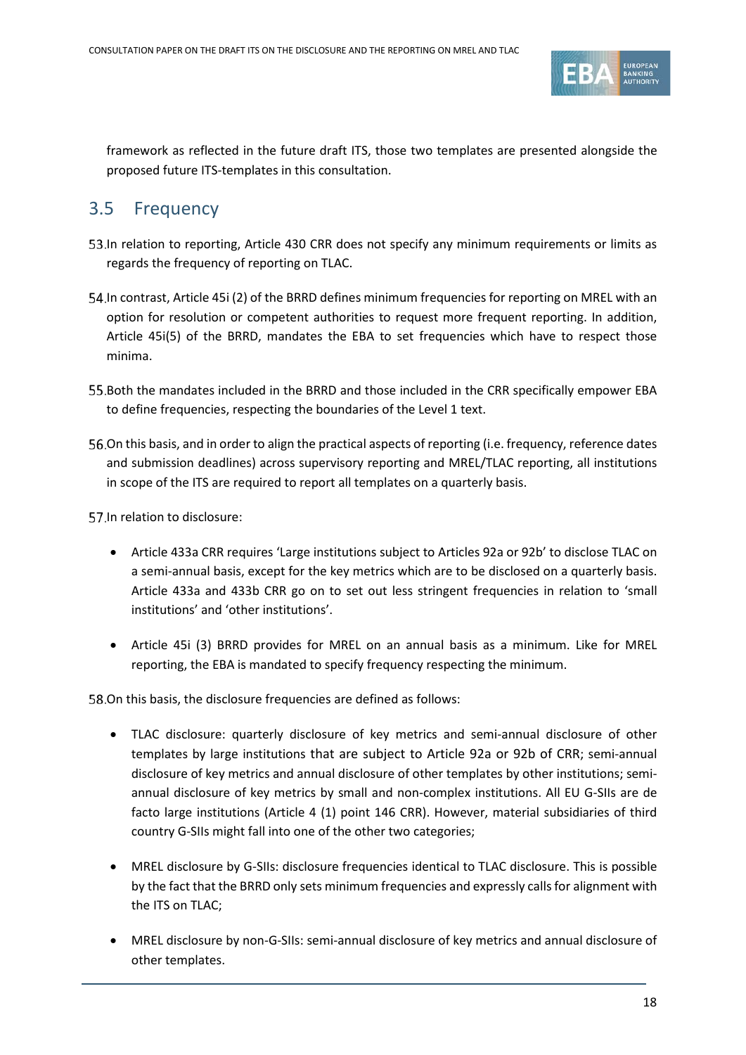framework as reflected in the future draft ITS, those two templates are presented alongside the proposed future ITS-templates in this consultation.

## 3.5 Frequency

53. In relation to reporting, Article 430 CRR does not specify any minimum requirements or limits as regards the frequency of reporting on TLAC.

54. In contrast, Article 45i (2) of the BRRD defines minimum frequencies for reporting on MREL with an option for resolution or competent authorities to request more frequent reporting. In addition, Article 45i(5) of the BRRD, mandates the EBA to set frequencies which have to respect those minima.

55. Both the mandates included in the BRRD and those included in the CRR specifically empower EBA to define frequencies, respecting the boundaries of the Level 1 text.

56. On this basis, and in order to align the practical aspects of reporting (i.e. frequency, reference dates and submission deadlines) across supervisory reporting and MREL/TLAC reporting, all institutions in scope of the ITS are required to report all templates on a quarterly basis.

57. In relation to disclosure:

- Article 433a CRR requires 'Large institutions subject to Articles 92a or 92b' to disclose TLAC on a semi-annual basis, except for the key metrics which are to be disclosed on a quarterly basis. Article 433a and 433b CRR go on to set out less stringent frequencies in relation to 'small institutions' and 'other institutions'.
- Article 45i (3) BRRD provides for MREL on an annual basis as a minimum. Like for MREL reporting, the EBA is mandated to specify frequency respecting the minimum.

58. On this basis, the disclosure frequencies are defined as follows:

- TLAC disclosure: quarterly disclosure of key metrics and semi-annual disclosure of other templates by large institutions that are subject to Article 92a or 92b of CRR; semi-annual disclosure of key metrics and annual disclosure of other templates by other institutions; semi-annual disclosure of key metrics by small and non-complex institutions. All EU G-SIIs are de facto large institutions (Article 4 (1) point 146 CRR). However, material subsidiaries of third country G-SIIs might fall into one of the other two categories;
- MREL disclosure by G-SIIs: disclosure frequencies identical to TLAC disclosure. This is possible by the fact that the BRRD only sets minimum frequencies and expressly calls for alignment with the ITS on TLAC;
- MREL disclosure by non-G-SIIs: semi-annual disclosure of key metrics and annual disclosure of other templates.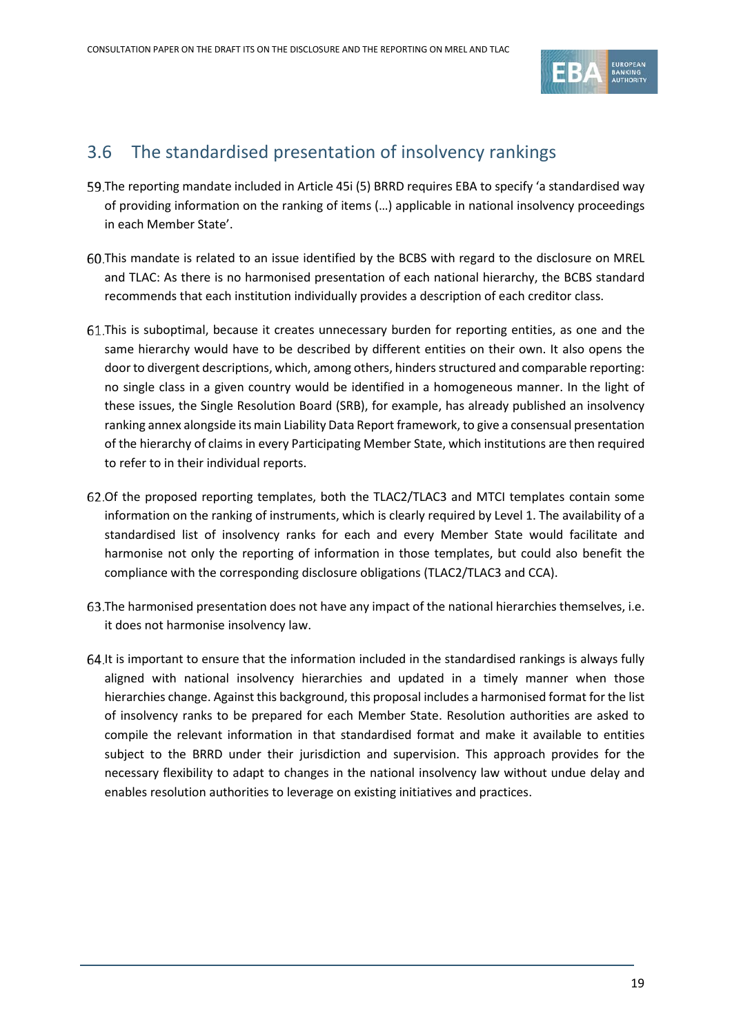## 3.6 The standardised presentation of insolvency rankings

59. The reporting mandate included in Article 45i (5) BRRD requires EBA to specify 'a standardised way of providing information on the ranking of items (…) applicable in national insolvency proceedings in each Member State'.

60. This mandate is related to an issue identified by the BCBS with regard to the disclosure on MREL and TLAC: As there is no harmonised presentation of each national hierarchy, the BCBS standard recommends that each institution individually provides a description of each creditor class.

61. This is suboptimal, because it creates unnecessary burden for reporting entities, as one and the same hierarchy would have to be described by different entities on their own. It also opens the door to divergent descriptions, which, among others, hinders structured and comparable reporting: no single class in a given country would be identified in a homogeneous manner. In the light of these issues, the Single Resolution Board (SRB), for example, has already published an insolvency ranking annex alongside its main Liability Data Report framework, to give a consensual presentation of the hierarchy of claims in every Participating Member State, which institutions are then required to refer to in their individual reports.

62. Of the proposed reporting templates, both the TLAC2/TLAC3 and MTCI templates contain some information on the ranking of instruments, which is clearly required by Level 1. The availability of a standardised list of insolvency ranks for each and every Member State would facilitate and harmonise not only the reporting of information in those templates, but could also benefit the compliance with the corresponding disclosure obligations (TLAC2/TLAC3 and CCA).

63. The harmonised presentation does not have any impact of the national hierarchies themselves, i.e. it does not harmonise insolvency law.

64. It is important to ensure that the information included in the standardised rankings is always fully aligned with national insolvency hierarchies and updated in a timely manner when those hierarchies change. Against this background, this proposal includes a harmonised format for the list of insolvency ranks to be prepared for each Member State. Resolution authorities are asked to compile the relevant information in that standardised format and make it available to entities subject to the BRRD under their jurisdiction and supervision. This approach provides for the necessary flexibility to adapt to changes in the national insolvency law without undue delay and enables resolution authorities to leverage on existing initiatives and practices.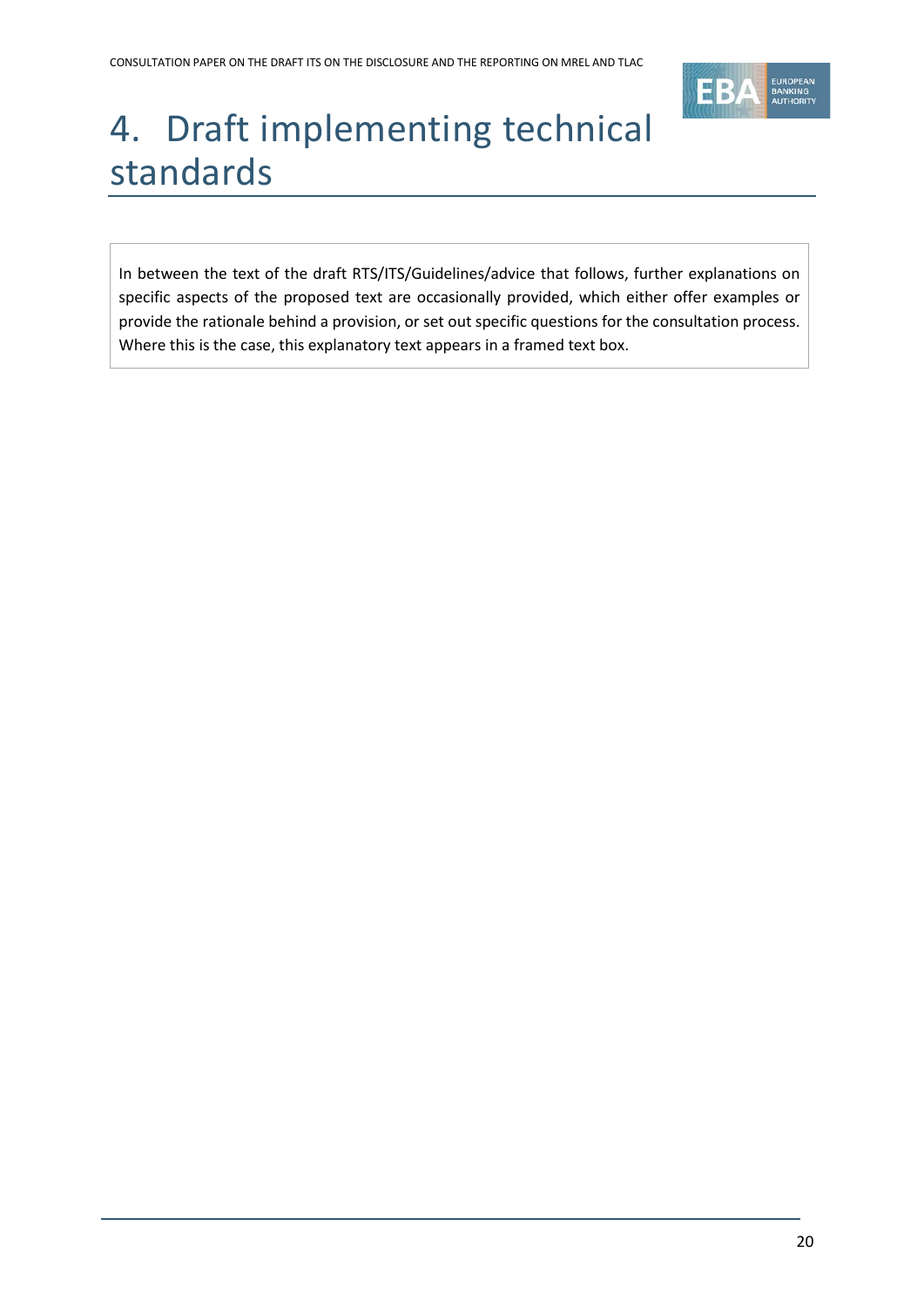# 4. Draft implementing technical standards

In between the text of the draft RTS/ITS/Guidelines/advice that follows, further explanations on specific aspects of the proposed text are occasionally provided, which either offer examples or provide the rationale behind a provision, or set out specific questions for the consultation process. Where this is the case, this explanatory text appears in a framed text box.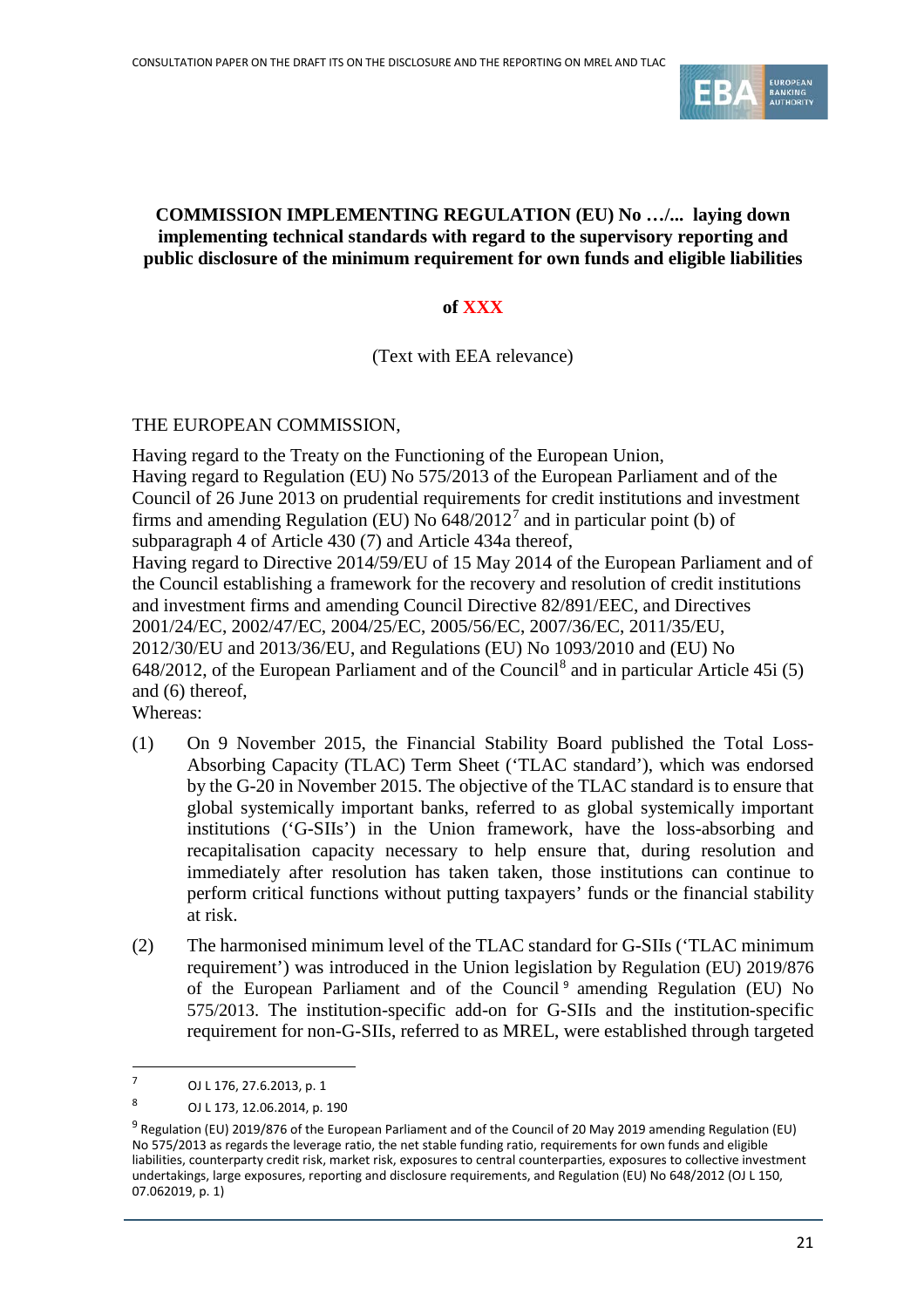**COMMISSION IMPLEMENTING REGULATION (EU) No …/... laying down implementing technical standards with regard to the supervisory reporting and public disclosure of the minimum requirement for own funds and eligible liabilities**

**of XXX**

(Text with EEA relevance)

THE EUROPEAN COMMISSION,

Having regard to the Treaty on the Functioning of the European Union,
Having regard to Regulation (EU) No 575/2013 of the European Parliament and of the Council of 26 June 2013 on prudential requirements for credit institutions and investment firms and amending Regulation (EU) No 648/2012[7] and in particular point (b) of subparagraph 4 of Article 430 (7) and Article 434a thereof,
Having regard to Directive 2014/59/EU of 15 May 2014 of the European Parliament and of the Council establishing a framework for the recovery and resolution of credit institutions and investment firms and amending Council Directive 82/891/EEC, and Directives 2001/24/EC, 2002/47/EC, 2004/25/EC, 2005/56/EC, 2007/36/EC, 2011/35/EU, 2012/30/EU and 2013/36/EU, and Regulations (EU) No 1093/2010 and (EU) No 648/2012, of the European Parliament and of the Council[8] and in particular Article 45i (5) and (6) thereof,
Whereas:

(1) On 9 November 2015, the Financial Stability Board published the Total Loss-Absorbing Capacity (TLAC) Term Sheet ('TLAC standard'), which was endorsed by the G-20 in November 2015. The objective of the TLAC standard is to ensure that global systemically important banks, referred to as global systemically important institutions ('G-SIIs') in the Union framework, have the loss-absorbing and recapitalisation capacity necessary to help ensure that, during resolution and immediately after resolution has taken taken, those institutions can continue to perform critical functions without putting taxpayers' funds or the financial stability at risk.

(2) The harmonised minimum level of the TLAC standard for G-SIIs ('TLAC minimum requirement') was introduced in the Union legislation by Regulation (EU) 2019/876 of the European Parliament and of the Council[9] amending Regulation (EU) No 575/2013. The institution-specific add-on for G-SIIs and the institution-specific requirement for non-G-SIIs, referred to as MREL, were established through targeted

---

[7] OJ L 176, 27.6.2013, p. 1

[8] OJ L 173, 12.06.2014, p. 190

[9] Regulation (EU) 2019/876 of the European Parliament and of the Council of 20 May 2019 amending Regulation (EU) No 575/2013 as regards the leverage ratio, the net stable funding ratio, requirements for own funds and eligible liabilities, counterparty credit risk, market risk, exposures to central counterparties, exposures to collective investment undertakings, large exposures, reporting and disclosure requirements, and Regulation (EU) No 648/2012 (OJ L 150, 07.062019, p. 1)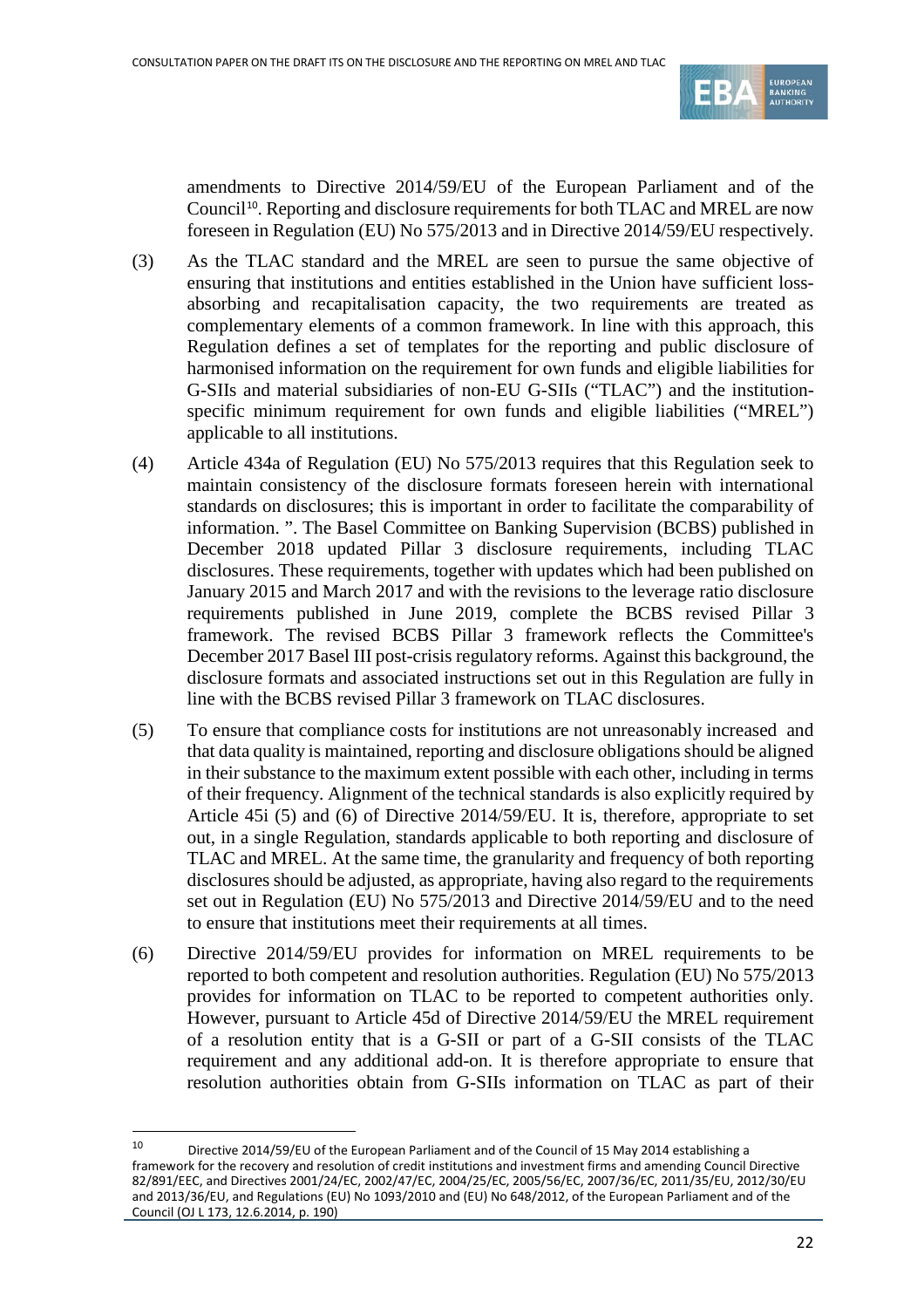amendments to Directive 2014/59/EU of the European Parliament and of the Council[10]. Reporting and disclosure requirements for both TLAC and MREL are now foreseen in Regulation (EU) No 575/2013 and in Directive 2014/59/EU respectively.

(3) As the TLAC standard and the MREL are seen to pursue the same objective of ensuring that institutions and entities established in the Union have sufficient loss-absorbing and recapitalisation capacity, the two requirements are treated as complementary elements of a common framework. In line with this approach, this Regulation defines a set of templates for the reporting and public disclosure of harmonised information on the requirement for own funds and eligible liabilities for G-SIIs and material subsidiaries of non-EU G-SIIs ("TLAC") and the institution-specific minimum requirement for own funds and eligible liabilities ("MREL") applicable to all institutions.

(4) Article 434a of Regulation (EU) No 575/2013 requires that this Regulation seek to maintain consistency of the disclosure formats foreseen herein with international standards on disclosures; this is important in order to facilitate the comparability of information. ". The Basel Committee on Banking Supervision (BCBS) published in December 2018 updated Pillar 3 disclosure requirements, including TLAC disclosures. These requirements, together with updates which had been published on January 2015 and March 2017 and with the revisions to the leverage ratio disclosure requirements published in June 2019, complete the BCBS revised Pillar 3 framework. The revised BCBS Pillar 3 framework reflects the Committee's December 2017 Basel III post-crisis regulatory reforms. Against this background, the disclosure formats and associated instructions set out in this Regulation are fully in line with the BCBS revised Pillar 3 framework on TLAC disclosures.

(5) To ensure that compliance costs for institutions are not unreasonably increased and that data quality is maintained, reporting and disclosure obligations should be aligned in their substance to the maximum extent possible with each other, including in terms of their frequency. Alignment of the technical standards is also explicitly required by Article 45i (5) and (6) of Directive 2014/59/EU. It is, therefore, appropriate to set out, in a single Regulation, standards applicable to both reporting and disclosure of TLAC and MREL. At the same time, the granularity and frequency of both reporting disclosures should be adjusted, as appropriate, having also regard to the requirements set out in Regulation (EU) No 575/2013 and Directive 2014/59/EU and to the need to ensure that institutions meet their requirements at all times.

(6) Directive 2014/59/EU provides for information on MREL requirements to be reported to both competent and resolution authorities. Regulation (EU) No 575/2013 provides for information on TLAC to be reported to competent authorities only. However, pursuant to Article 45d of Directive 2014/59/EU the MREL requirement of a resolution entity that is a G-SII or part of a G-SII consists of the TLAC requirement and any additional add-on. It is therefore appropriate to ensure that resolution authorities obtain from G-SIIs information on TLAC as part of their

---

[10] Directive 2014/59/EU of the European Parliament and of the Council of 15 May 2014 establishing a framework for the recovery and resolution of credit institutions and investment firms and amending Council Directive 82/891/EEC, and Directives 2001/24/EC, 2002/47/EC, 2004/25/EC, 2005/56/EC, 2007/36/EC, 2011/35/EU, 2012/30/EU and 2013/36/EU, and Regulations (EU) No 1093/2010 and (EU) No 648/2012, of the European Parliament and of the Council (OJ L 173, 12.6.2014, p. 190)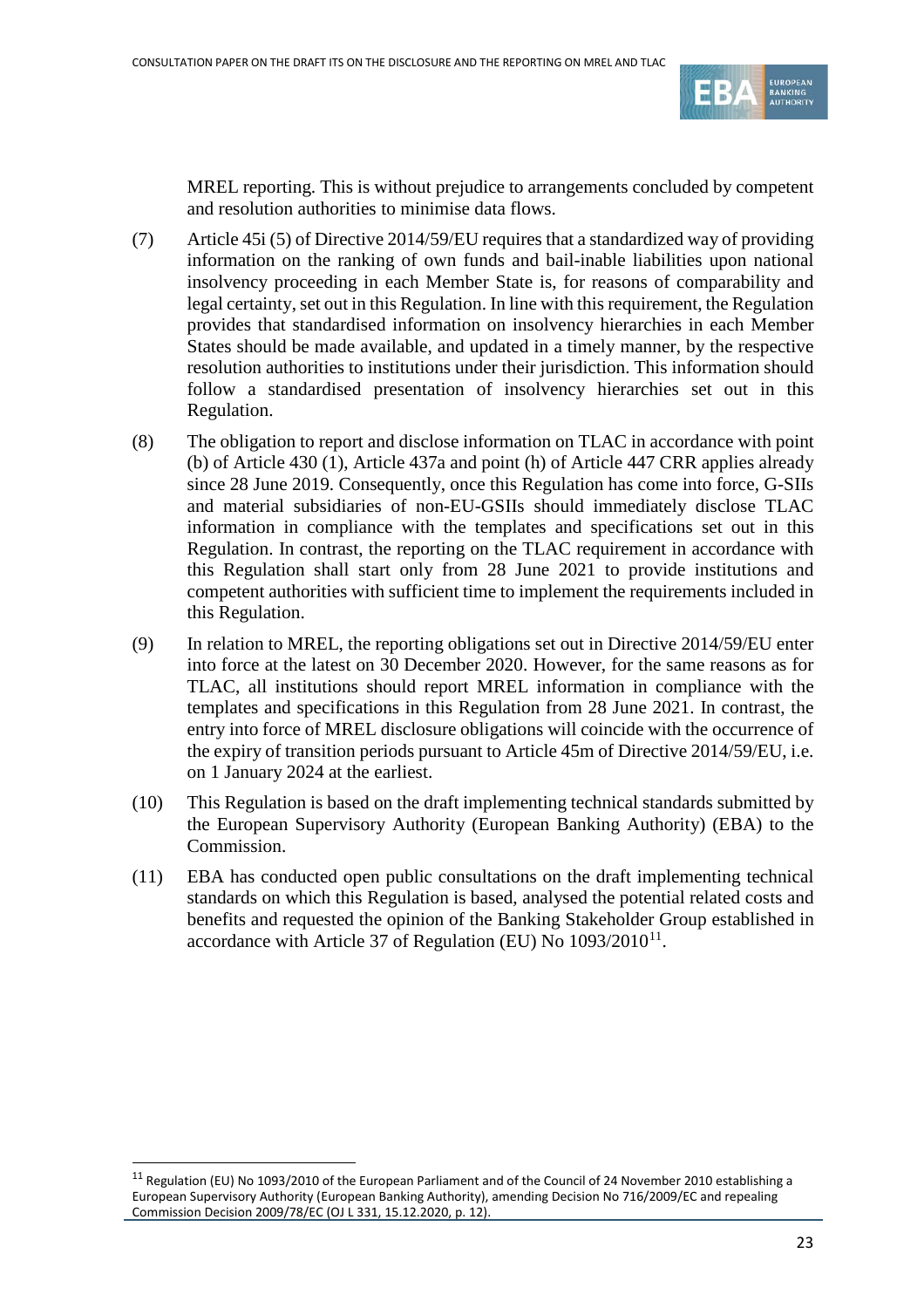MREL reporting. This is without prejudice to arrangements concluded by competent and resolution authorities to minimise data flows.

(7) Article 45i (5) of Directive 2014/59/EU requires that a standardized way of providing information on the ranking of own funds and bail-inable liabilities upon national insolvency proceeding in each Member State is, for reasons of comparability and legal certainty, set out in this Regulation. In line with this requirement, the Regulation provides that standardised information on insolvency hierarchies in each Member States should be made available, and updated in a timely manner, by the respective resolution authorities to institutions under their jurisdiction. This information should follow a standardised presentation of insolvency hierarchies set out in this Regulation.

(8) The obligation to report and disclose information on TLAC in accordance with point (b) of Article 430 (1), Article 437a and point (h) of Article 447 CRR applies already since 28 June 2019. Consequently, once this Regulation has come into force, G-SIIs and material subsidiaries of non-EU-GSIIs should immediately disclose TLAC information in compliance with the templates and specifications set out in this Regulation. In contrast, the reporting on the TLAC requirement in accordance with this Regulation shall start only from 28 June 2021 to provide institutions and competent authorities with sufficient time to implement the requirements included in this Regulation.

(9) In relation to MREL, the reporting obligations set out in Directive 2014/59/EU enter into force at the latest on 30 December 2020. However, for the same reasons as for TLAC, all institutions should report MREL information in compliance with the templates and specifications in this Regulation from 28 June 2021. In contrast, the entry into force of MREL disclosure obligations will coincide with the occurrence of the expiry of transition periods pursuant to Article 45m of Directive 2014/59/EU, i.e. on 1 January 2024 at the earliest.

(10) This Regulation is based on the draft implementing technical standards submitted by the European Supervisory Authority (European Banking Authority) (EBA) to the Commission.

(11) EBA has conducted open public consultations on the draft implementing technical standards on which this Regulation is based, analysed the potential related costs and benefits and requested the opinion of the Banking Stakeholder Group established in accordance with Article 37 of Regulation (EU) No 1093/2010[11].

[11] Regulation (EU) No 1093/2010 of the European Parliament and of the Council of 24 November 2010 establishing a European Supervisory Authority (European Banking Authority), amending Decision No 716/2009/EC and repealing Commission Decision 2009/78/EC (OJ L 331, 15.12.2020, p. 12).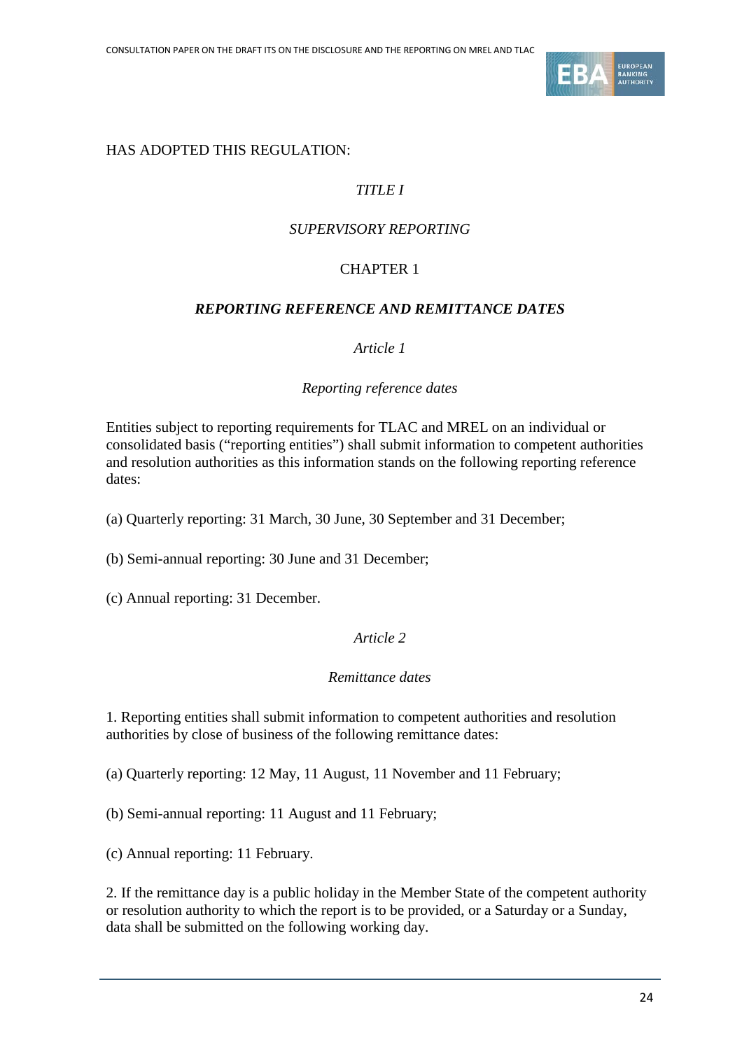HAS ADOPTED THIS REGULATION:

*TITLE I*

*SUPERVISORY REPORTING*

CHAPTER 1

***REPORTING REFERENCE AND REMITTANCE DATES***

*Article 1*

*Reporting reference dates*

Entities subject to reporting requirements for TLAC and MREL on an individual or consolidated basis (“reporting entities”) shall submit information to competent authorities and resolution authorities as this information stands on the following reporting reference dates:

(a) Quarterly reporting: 31 March, 30 June, 30 September and 31 December;

(b) Semi-annual reporting: 30 June and 31 December;

(c) Annual reporting: 31 December.

*Article 2*

*Remittance dates*

1. Reporting entities shall submit information to competent authorities and resolution authorities by close of business of the following remittance dates:

(a) Quarterly reporting: 12 May, 11 August, 11 November and 11 February;

(b) Semi-annual reporting: 11 August and 11 February;

(c) Annual reporting: 11 February.

2. If the remittance day is a public holiday in the Member State of the competent authority or resolution authority to which the report is to be provided, or a Saturday or a Sunday, data shall be submitted on the following working day.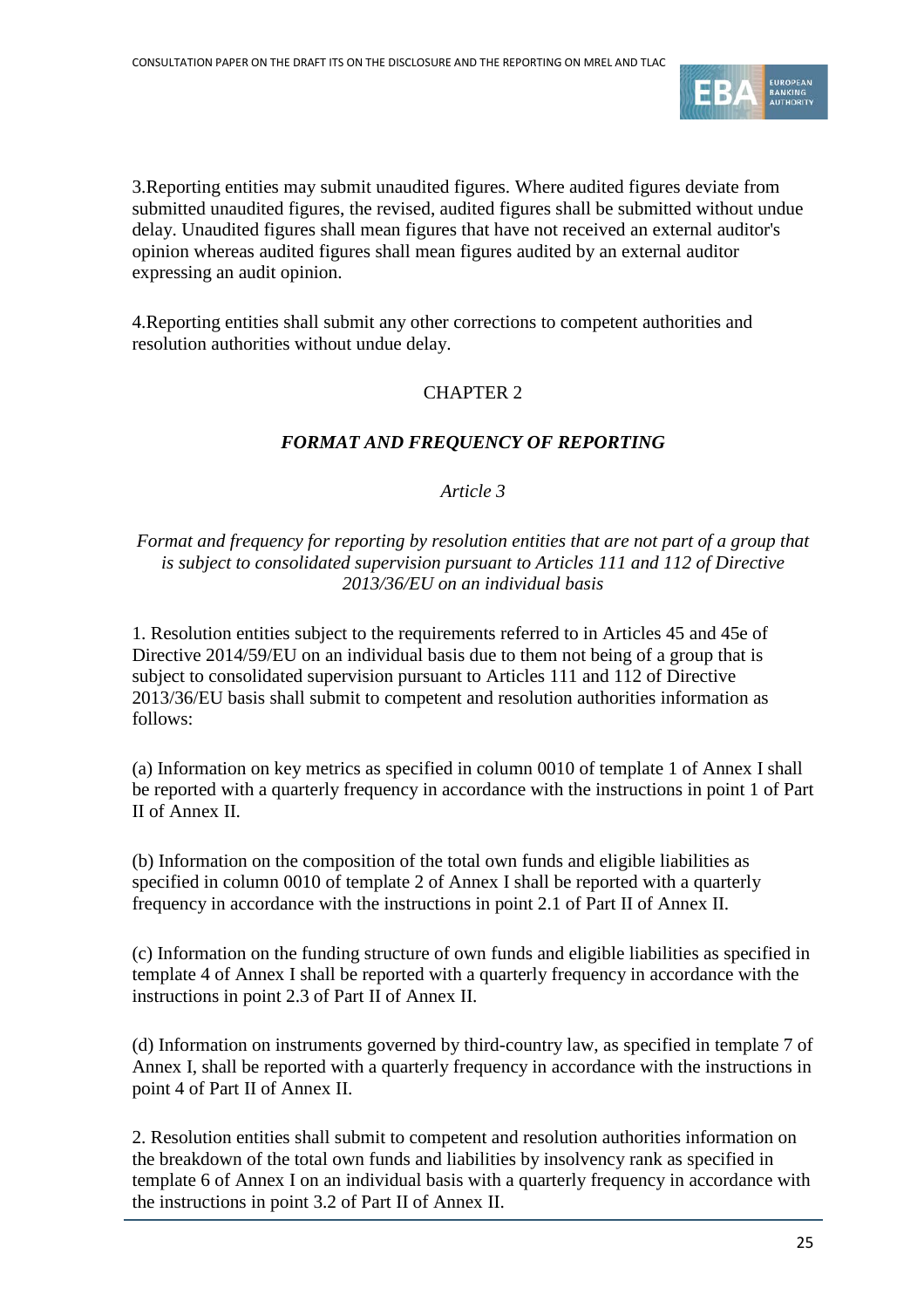3.Reporting entities may submit unaudited figures. Where audited figures deviate from submitted unaudited figures, the revised, audited figures shall be submitted without undue delay. Unaudited figures shall mean figures that have not received an external auditor's opinion whereas audited figures shall mean figures audited by an external auditor expressing an audit opinion.

4.Reporting entities shall submit any other corrections to competent authorities and resolution authorities without undue delay.

## CHAPTER 2

## *FORMAT AND FREQUENCY OF REPORTING*

### *Article 3*

*Format and frequency for reporting by resolution entities that are not part of a group that is subject to consolidated supervision pursuant to Articles 111 and 112 of Directive 2013/36/EU on an individual basis*

1. Resolution entities subject to the requirements referred to in Articles 45 and 45e of Directive 2014/59/EU on an individual basis due to them not being of a group that is subject to consolidated supervision pursuant to Articles 111 and 112 of Directive 2013/36/EU basis shall submit to competent and resolution authorities information as follows:

(a) Information on key metrics as specified in column 0010 of template 1 of Annex I shall be reported with a quarterly frequency in accordance with the instructions in point 1 of Part II of Annex II.

(b) Information on the composition of the total own funds and eligible liabilities as specified in column 0010 of template 2 of Annex I shall be reported with a quarterly frequency in accordance with the instructions in point 2.1 of Part II of Annex II.

(c) Information on the funding structure of own funds and eligible liabilities as specified in template 4 of Annex I shall be reported with a quarterly frequency in accordance with the instructions in point 2.3 of Part II of Annex II.

(d) Information on instruments governed by third-country law, as specified in template 7 of Annex I, shall be reported with a quarterly frequency in accordance with the instructions in point 4 of Part II of Annex II.

2. Resolution entities shall submit to competent and resolution authorities information on the breakdown of the total own funds and liabilities by insolvency rank as specified in template 6 of Annex I on an individual basis with a quarterly frequency in accordance with the instructions in point 3.2 of Part II of Annex II.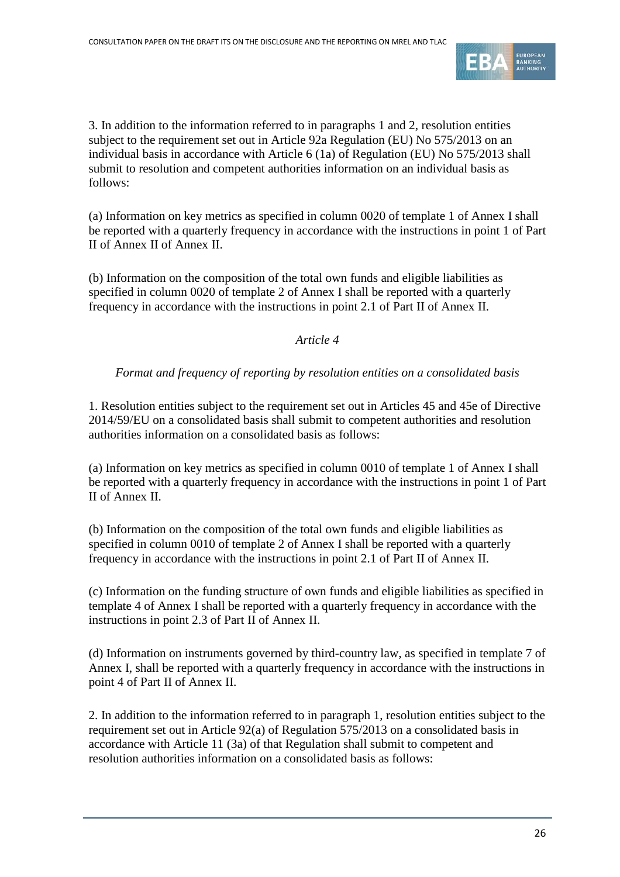3. In addition to the information referred to in paragraphs 1 and 2, resolution entities subject to the requirement set out in Article 92a Regulation (EU) No 575/2013 on an individual basis in accordance with Article 6 (1a) of Regulation (EU) No 575/2013 shall submit to resolution and competent authorities information on an individual basis as follows:

(a) Information on key metrics as specified in column 0020 of template 1 of Annex I shall be reported with a quarterly frequency in accordance with the instructions in point 1 of Part II of Annex II of Annex II.

(b) Information on the composition of the total own funds and eligible liabilities as specified in column 0020 of template 2 of Annex I shall be reported with a quarterly frequency in accordance with the instructions in point 2.1 of Part II of Annex II.

*Article 4*

*Format and frequency of reporting by resolution entities on a consolidated basis*

1. Resolution entities subject to the requirement set out in Articles 45 and 45e of Directive 2014/59/EU on a consolidated basis shall submit to competent authorities and resolution authorities information on a consolidated basis as follows:

(a) Information on key metrics as specified in column 0010 of template 1 of Annex I shall be reported with a quarterly frequency in accordance with the instructions in point 1 of Part II of Annex II.

(b) Information on the composition of the total own funds and eligible liabilities as specified in column 0010 of template 2 of Annex I shall be reported with a quarterly frequency in accordance with the instructions in point 2.1 of Part II of Annex II.

(c) Information on the funding structure of own funds and eligible liabilities as specified in template 4 of Annex I shall be reported with a quarterly frequency in accordance with the instructions in point 2.3 of Part II of Annex II.

(d) Information on instruments governed by third-country law, as specified in template 7 of Annex I, shall be reported with a quarterly frequency in accordance with the instructions in point 4 of Part II of Annex II.

2. In addition to the information referred to in paragraph 1, resolution entities subject to the requirement set out in Article 92(a) of Regulation 575/2013 on a consolidated basis in accordance with Article 11 (3a) of that Regulation shall submit to competent and resolution authorities information on a consolidated basis as follows: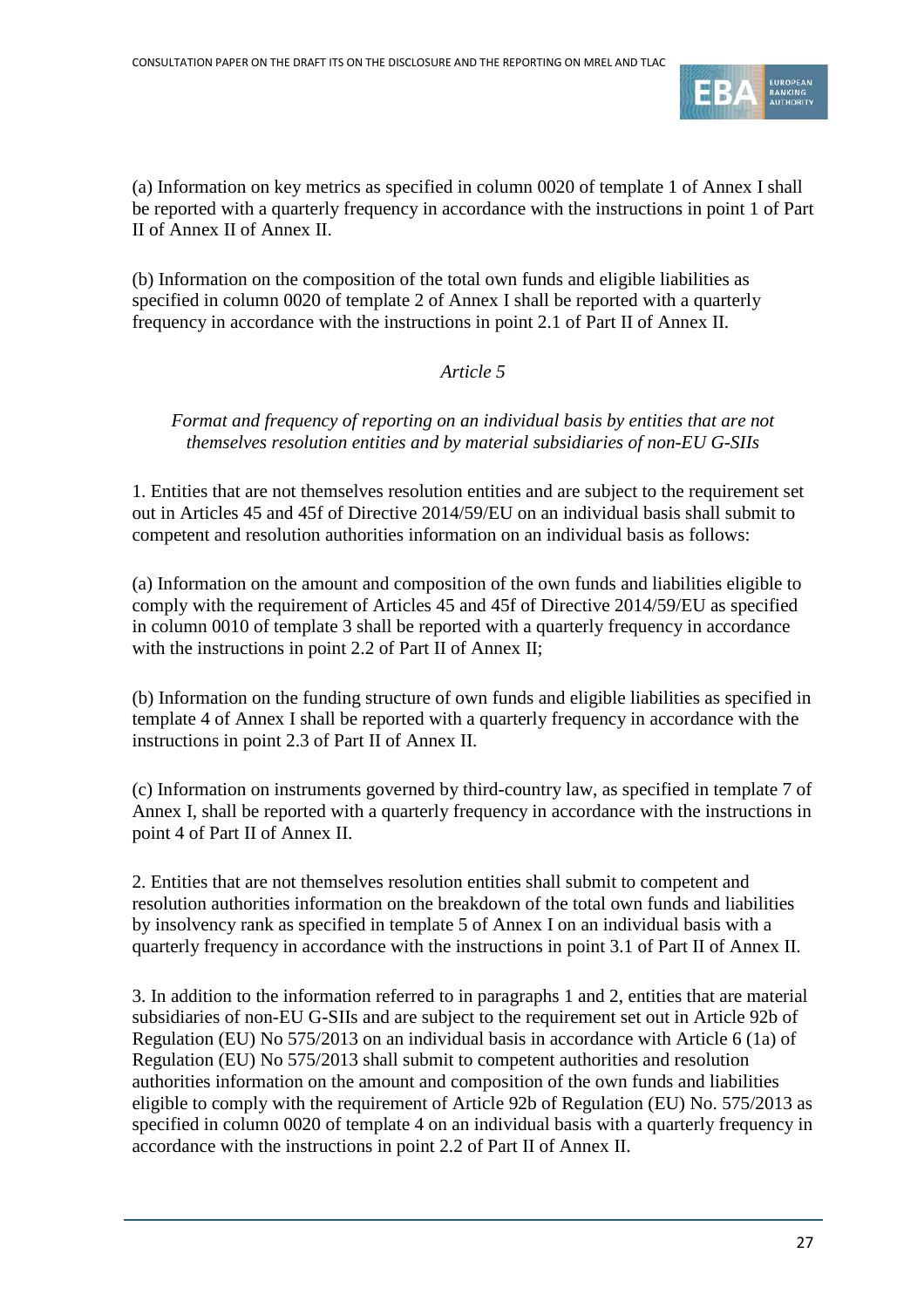(a) Information on key metrics as specified in column 0020 of template 1 of Annex I shall be reported with a quarterly frequency in accordance with the instructions in point 1 of Part II of Annex II of Annex II.

(b) Information on the composition of the total own funds and eligible liabilities as specified in column 0020 of template 2 of Annex I shall be reported with a quarterly frequency in accordance with the instructions in point 2.1 of Part II of Annex II.

*Article 5*

*Format and frequency of reporting on an individual basis by entities that are not themselves resolution entities and by material subsidiaries of non-EU G-SIIs*

1. Entities that are not themselves resolution entities and are subject to the requirement set out in Articles 45 and 45f of Directive 2014/59/EU on an individual basis shall submit to competent and resolution authorities information on an individual basis as follows:

(a) Information on the amount and composition of the own funds and liabilities eligible to comply with the requirement of Articles 45 and 45f of Directive 2014/59/EU as specified in column 0010 of template 3 shall be reported with a quarterly frequency in accordance with the instructions in point 2.2 of Part II of Annex II;

(b) Information on the funding structure of own funds and eligible liabilities as specified in template 4 of Annex I shall be reported with a quarterly frequency in accordance with the instructions in point 2.3 of Part II of Annex II.

(c) Information on instruments governed by third-country law, as specified in template 7 of Annex I, shall be reported with a quarterly frequency in accordance with the instructions in point 4 of Part II of Annex II.

2. Entities that are not themselves resolution entities shall submit to competent and resolution authorities information on the breakdown of the total own funds and liabilities by insolvency rank as specified in template 5 of Annex I on an individual basis with a quarterly frequency in accordance with the instructions in point 3.1 of Part II of Annex II.

3. In addition to the information referred to in paragraphs 1 and 2, entities that are material subsidiaries of non-EU G-SIIs and are subject to the requirement set out in Article 92b of Regulation (EU) No 575/2013 on an individual basis in accordance with Article 6 (1a) of Regulation (EU) No 575/2013 shall submit to competent authorities and resolution authorities information on the amount and composition of the own funds and liabilities eligible to comply with the requirement of Article 92b of Regulation (EU) No. 575/2013 as specified in column 0020 of template 4 on an individual basis with a quarterly frequency in accordance with the instructions in point 2.2 of Part II of Annex II.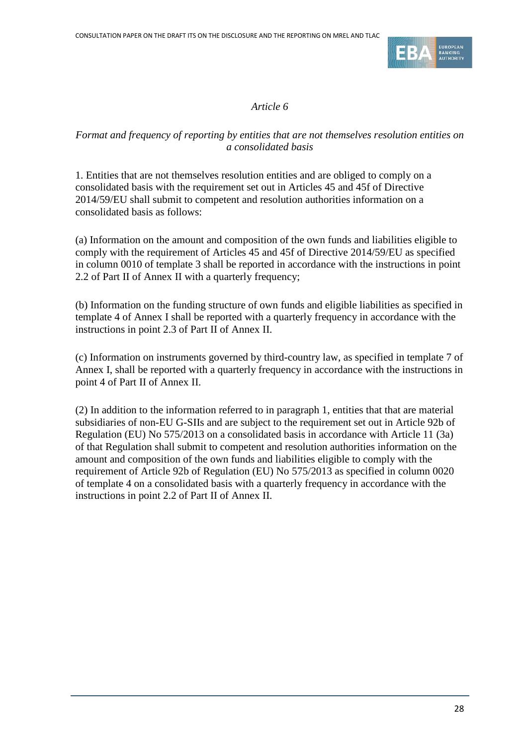*Article 6*

*Format and frequency of reporting by entities that are not themselves resolution entities on a consolidated basis*

1. Entities that are not themselves resolution entities and are obliged to comply on a consolidated basis with the requirement set out in Articles 45 and 45f of Directive 2014/59/EU shall submit to competent and resolution authorities information on a consolidated basis as follows:

(a) Information on the amount and composition of the own funds and liabilities eligible to comply with the requirement of Articles 45 and 45f of Directive 2014/59/EU as specified in column 0010 of template 3 shall be reported in accordance with the instructions in point 2.2 of Part II of Annex II with a quarterly frequency;

(b) Information on the funding structure of own funds and eligible liabilities as specified in template 4 of Annex I shall be reported with a quarterly frequency in accordance with the instructions in point 2.3 of Part II of Annex II.

(c) Information on instruments governed by third-country law, as specified in template 7 of Annex I, shall be reported with a quarterly frequency in accordance with the instructions in point 4 of Part II of Annex II.

(2) In addition to the information referred to in paragraph 1, entities that that are material subsidiaries of non-EU G-SIIs and are subject to the requirement set out in Article 92b of Regulation (EU) No 575/2013 on a consolidated basis in accordance with Article 11 (3a) of that Regulation shall submit to competent and resolution authorities information on the amount and composition of the own funds and liabilities eligible to comply with the requirement of Article 92b of Regulation (EU) No 575/2013 as specified in column 0020 of template 4 on a consolidated basis with a quarterly frequency in accordance with the instructions in point 2.2 of Part II of Annex II.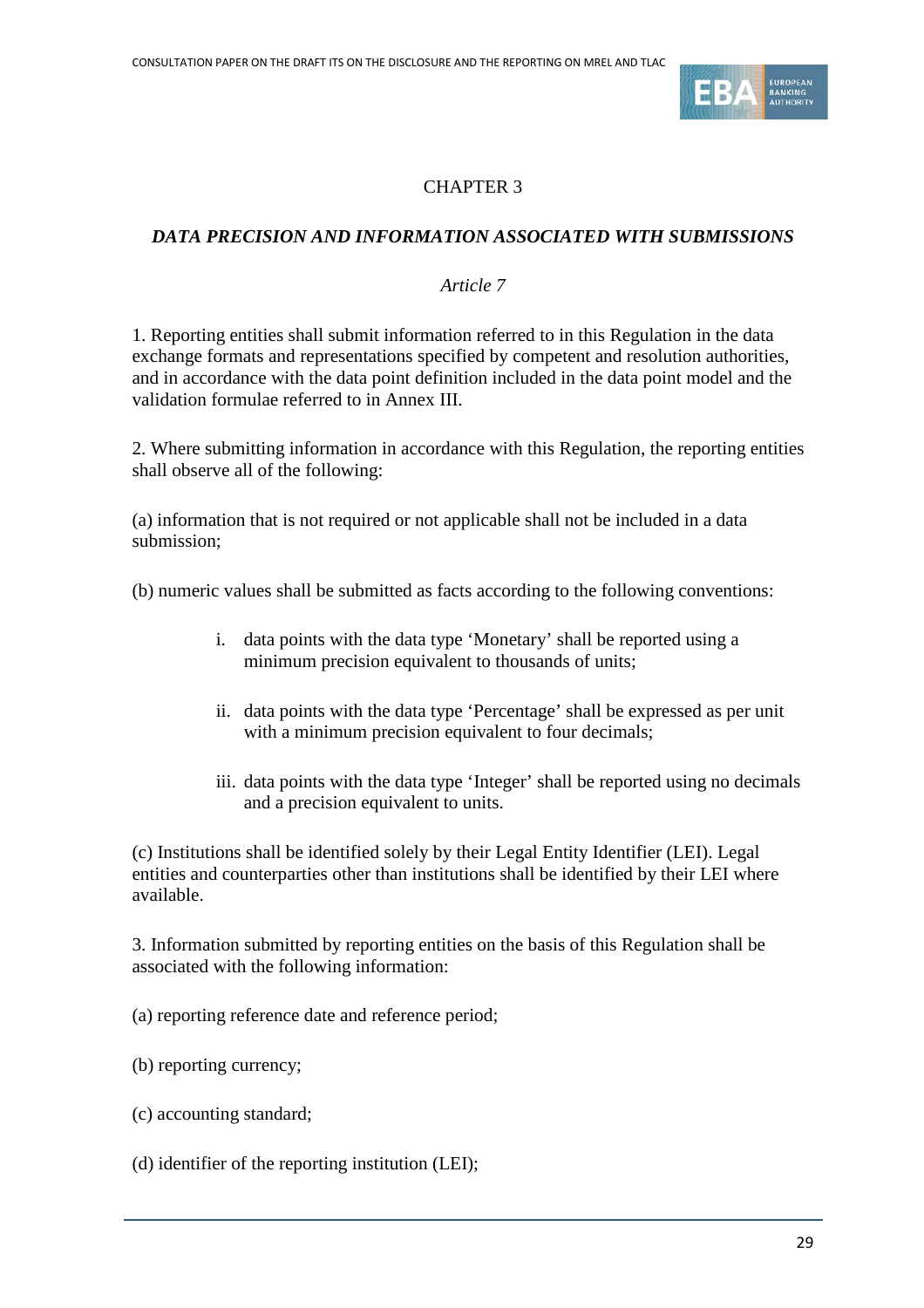## CHAPTER 3

### *DATA PRECISION AND INFORMATION ASSOCIATED WITH SUBMISSIONS*

*Article 7*

1. Reporting entities shall submit information referred to in this Regulation in the data exchange formats and representations specified by competent and resolution authorities, and in accordance with the data point definition included in the data point model and the validation formulae referred to in Annex III.

2. Where submitting information in accordance with this Regulation, the reporting entities shall observe all of the following:

(a) information that is not required or not applicable shall not be included in a data submission;

(b) numeric values shall be submitted as facts according to the following conventions:

i. data points with the data type 'Monetary' shall be reported using a minimum precision equivalent to thousands of units;

ii. data points with the data type 'Percentage' shall be expressed as per unit with a minimum precision equivalent to four decimals;

iii. data points with the data type 'Integer' shall be reported using no decimals and a precision equivalent to units.

(c) Institutions shall be identified solely by their Legal Entity Identifier (LEI). Legal entities and counterparties other than institutions shall be identified by their LEI where available.

3. Information submitted by reporting entities on the basis of this Regulation shall be associated with the following information:

(a) reporting reference date and reference period;

(b) reporting currency;

(c) accounting standard;

(d) identifier of the reporting institution (LEI);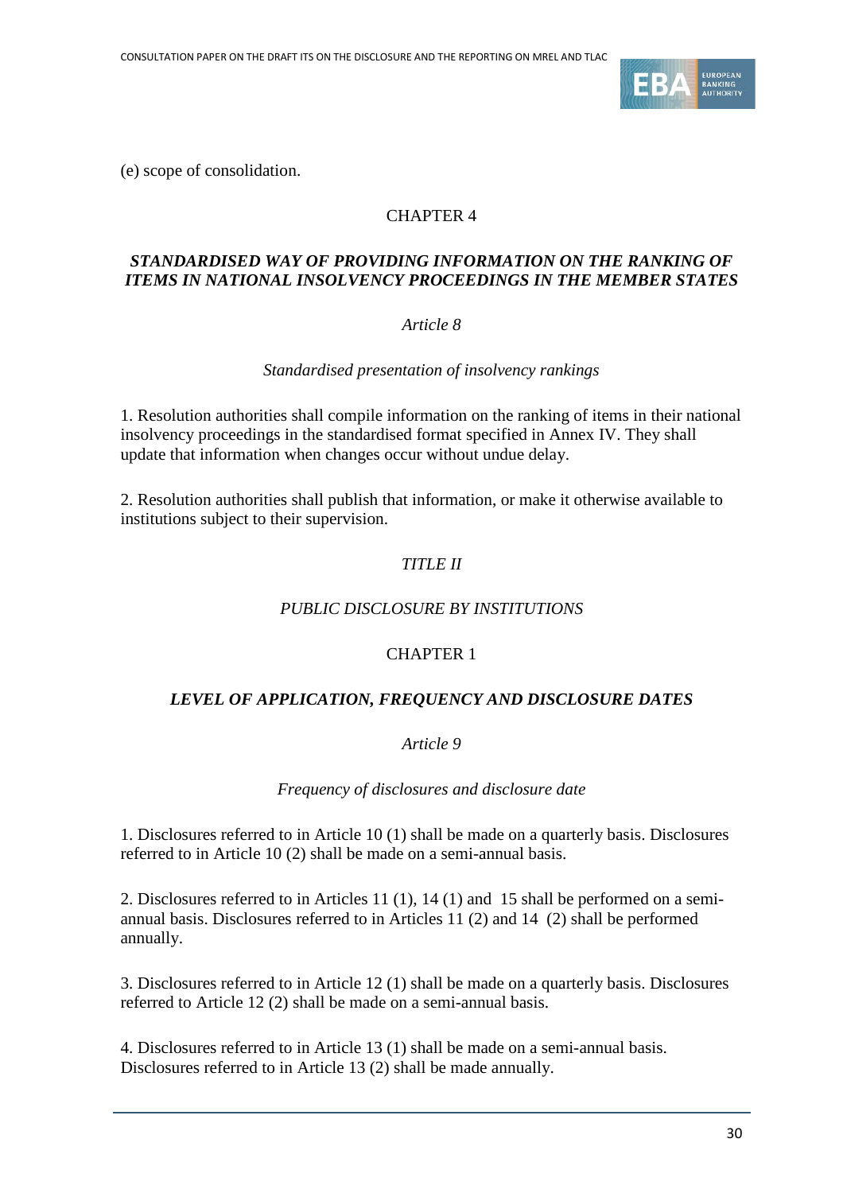(e) scope of consolidation.

## CHAPTER 4

### *STANDARDISED WAY OF PROVIDING INFORMATION ON THE RANKING OF ITEMS IN NATIONAL INSOLVENCY PROCEEDINGS IN THE MEMBER STATES*

*Article 8*

*Standardised presentation of insolvency rankings*

1. Resolution authorities shall compile information on the ranking of items in their national insolvency proceedings in the standardised format specified in Annex IV. They shall update that information when changes occur without undue delay.

2. Resolution authorities shall publish that information, or make it otherwise available to institutions subject to their supervision.

## *TITLE II*

## *PUBLIC DISCLOSURE BY INSTITUTIONS*

## CHAPTER 1

### *LEVEL OF APPLICATION, FREQUENCY AND DISCLOSURE DATES*

*Article 9*

*Frequency of disclosures and disclosure date*

1. Disclosures referred to in Article 10 (1) shall be made on a quarterly basis. Disclosures referred to in Article 10 (2) shall be made on a semi-annual basis.

2. Disclosures referred to in Articles 11 (1), 14 (1) and 15 shall be performed on a semi-annual basis. Disclosures referred to in Articles 11 (2) and 14 (2) shall be performed annually.

3. Disclosures referred to in Article 12 (1) shall be made on a quarterly basis. Disclosures referred to Article 12 (2) shall be made on a semi-annual basis.

4. Disclosures referred to in Article 13 (1) shall be made on a semi-annual basis. Disclosures referred to in Article 13 (2) shall be made annually.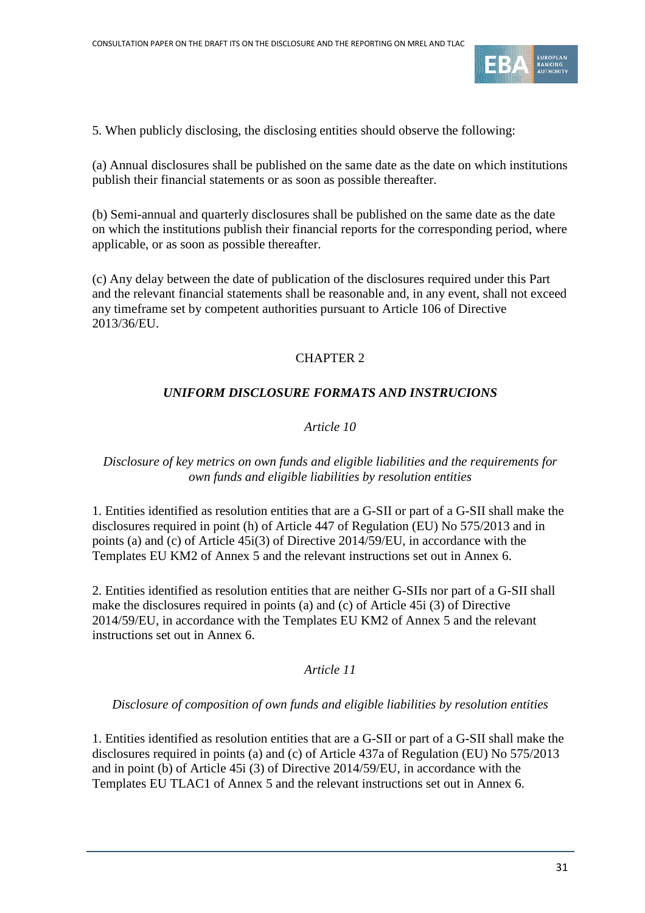5. When publicly disclosing, the disclosing entities should observe the following:

(a) Annual disclosures shall be published on the same date as the date on which institutions publish their financial statements or as soon as possible thereafter.

(b) Semi-annual and quarterly disclosures shall be published on the same date as the date on which the institutions publish their financial reports for the corresponding period, where applicable, or as soon as possible thereafter.

(c) Any delay between the date of publication of the disclosures required under this Part and the relevant financial statements shall be reasonable and, in any event, shall not exceed any timeframe set by competent authorities pursuant to Article 106 of Directive 2013/36/EU.

## CHAPTER 2

### *UNIFORM DISCLOSURE FORMATS AND INSTRUCIONS*

*Article 10*

*Disclosure of key metrics on own funds and eligible liabilities and the requirements for own funds and eligible liabilities by resolution entities*

1. Entities identified as resolution entities that are a G-SII or part of a G-SII shall make the disclosures required in point (h) of Article 447 of Regulation (EU) No 575/2013 and in points (a) and (c) of Article 45i(3) of Directive 2014/59/EU, in accordance with the Templates EU KM2 of Annex 5 and the relevant instructions set out in Annex 6.

2. Entities identified as resolution entities that are neither G-SIIs nor part of a G-SII shall make the disclosures required in points (a) and (c) of Article 45i (3) of Directive 2014/59/EU, in accordance with the Templates EU KM2 of Annex 5 and the relevant instructions set out in Annex 6.

*Article 11*

*Disclosure of composition of own funds and eligible liabilities by resolution entities*

1. Entities identified as resolution entities that are a G-SII or part of a G-SII shall make the disclosures required in points (a) and (c) of Article 437a of Regulation (EU) No 575/2013 and in point (b) of Article 45i (3) of Directive 2014/59/EU, in accordance with the Templates EU TLAC1 of Annex 5 and the relevant instructions set out in Annex 6.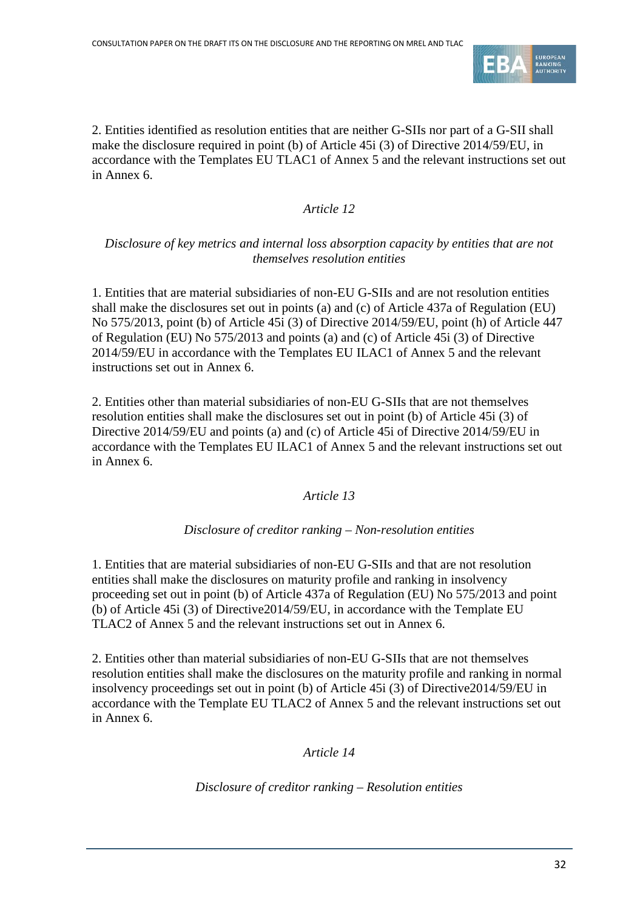2. Entities identified as resolution entities that are neither G-SIIs nor part of a G-SII shall make the disclosure required in point (b) of Article 45i (3) of Directive 2014/59/EU, in accordance with the Templates EU TLAC1 of Annex 5 and the relevant instructions set out in Annex 6.

*Article 12*

*Disclosure of key metrics and internal loss absorption capacity by entities that are not themselves resolution entities*

1. Entities that are material subsidiaries of non-EU G-SIIs and are not resolution entities shall make the disclosures set out in points (a) and (c) of Article 437a of Regulation (EU) No 575/2013, point (b) of Article 45i (3) of Directive 2014/59/EU, point (h) of Article 447 of Regulation (EU) No 575/2013 and points (a) and (c) of Article 45i (3) of Directive 2014/59/EU in accordance with the Templates EU ILAC1 of Annex 5 and the relevant instructions set out in Annex 6.

2. Entities other than material subsidiaries of non-EU G-SIIs that are not themselves resolution entities shall make the disclosures set out in point (b) of Article 45i (3) of Directive 2014/59/EU and points (a) and (c) of Article 45i of Directive 2014/59/EU in accordance with the Templates EU ILAC1 of Annex 5 and the relevant instructions set out in Annex 6.

*Article 13*

*Disclosure of creditor ranking – Non-resolution entities*

1. Entities that are material subsidiaries of non-EU G-SIIs and that are not resolution entities shall make the disclosures on maturity profile and ranking in insolvency proceeding set out in point (b) of Article 437a of Regulation (EU) No 575/2013 and point (b) of Article 45i (3) of Directive2014/59/EU, in accordance with the Template EU TLAC2 of Annex 5 and the relevant instructions set out in Annex 6.

2. Entities other than material subsidiaries of non-EU G-SIIs that are not themselves resolution entities shall make the disclosures on the maturity profile and ranking in normal insolvency proceedings set out in point (b) of Article 45i (3) of Directive2014/59/EU in accordance with the Template EU TLAC2 of Annex 5 and the relevant instructions set out in Annex 6.

*Article 14*

*Disclosure of creditor ranking – Resolution entities*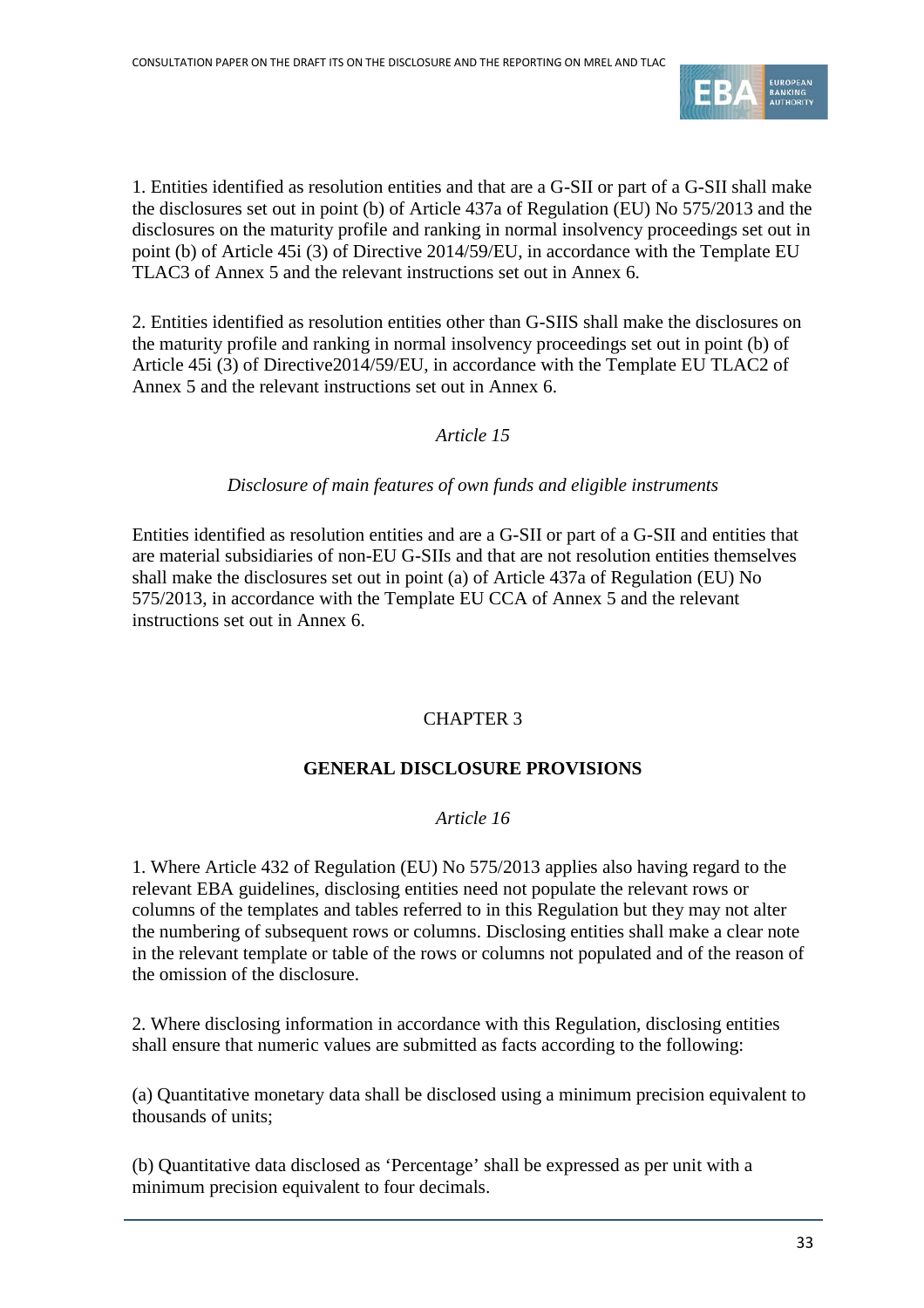1. Entities identified as resolution entities and that are a G-SII or part of a G-SII shall make the disclosures set out in point (b) of Article 437a of Regulation (EU) No 575/2013 and the disclosures on the maturity profile and ranking in normal insolvency proceedings set out in point (b) of Article 45i (3) of Directive 2014/59/EU, in accordance with the Template EU TLAC3 of Annex 5 and the relevant instructions set out in Annex 6.

2. Entities identified as resolution entities other than G-SIIS shall make the disclosures on the maturity profile and ranking in normal insolvency proceedings set out in point (b) of Article 45i (3) of Directive2014/59/EU, in accordance with the Template EU TLAC2 of Annex 5 and the relevant instructions set out in Annex 6.

*Article 15*

*Disclosure of main features of own funds and eligible instruments*

Entities identified as resolution entities and are a G-SII or part of a G-SII and entities that are material subsidiaries of non-EU G-SIIs and that are not resolution entities themselves shall make the disclosures set out in point (a) of Article 437a of Regulation (EU) No 575/2013, in accordance with the Template EU CCA of Annex 5 and the relevant instructions set out in Annex 6.

## CHAPTER 3

## GENERAL DISCLOSURE PROVISIONS

*Article 16*

1. Where Article 432 of Regulation (EU) No 575/2013 applies also having regard to the relevant EBA guidelines, disclosing entities need not populate the relevant rows or columns of the templates and tables referred to in this Regulation but they may not alter the numbering of subsequent rows or columns. Disclosing entities shall make a clear note in the relevant template or table of the rows or columns not populated and of the reason of the omission of the disclosure.

2. Where disclosing information in accordance with this Regulation, disclosing entities shall ensure that numeric values are submitted as facts according to the following:

(a) Quantitative monetary data shall be disclosed using a minimum precision equivalent to thousands of units;

(b) Quantitative data disclosed as 'Percentage' shall be expressed as per unit with a minimum precision equivalent to four decimals.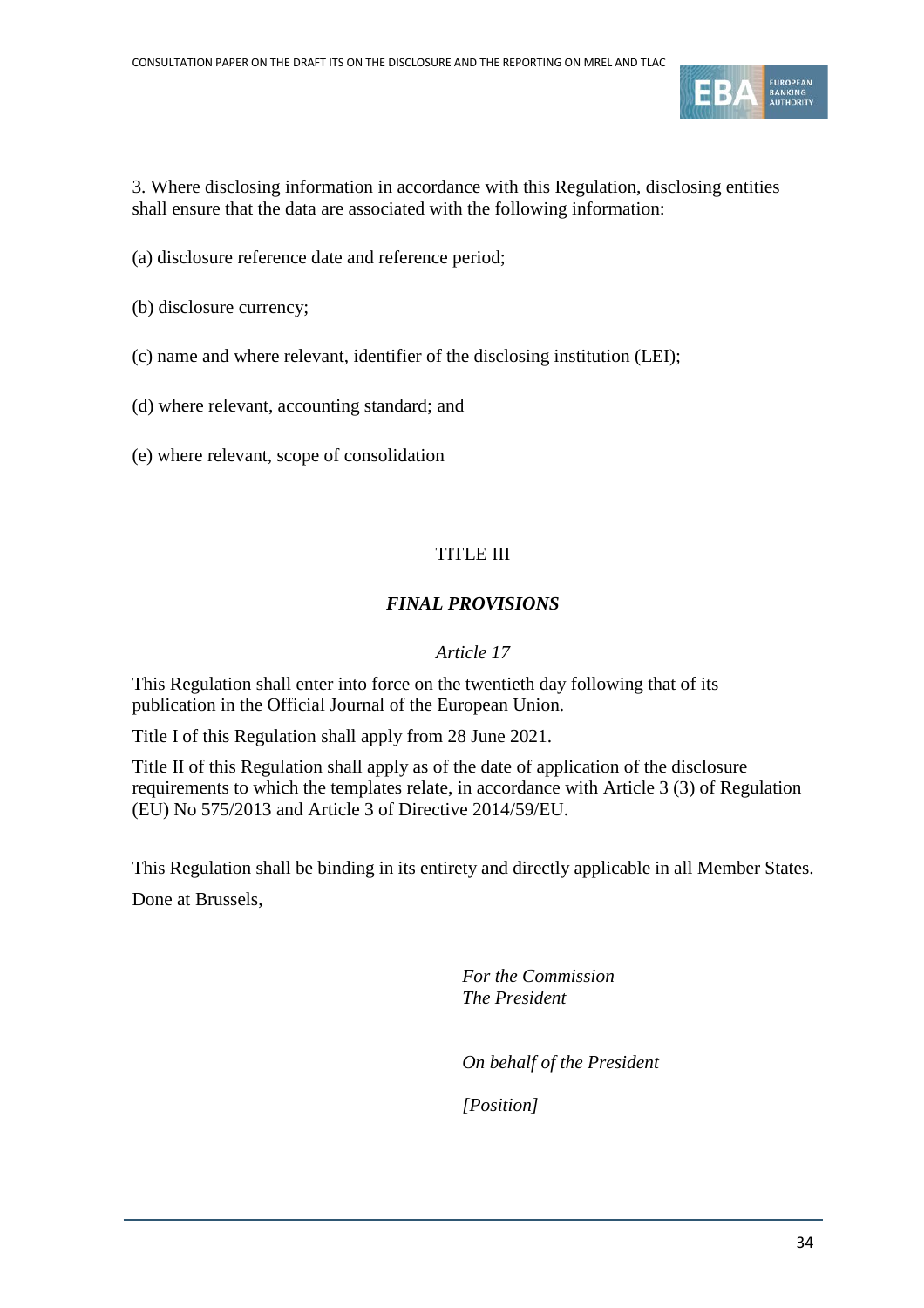3. Where disclosing information in accordance with this Regulation, disclosing entities shall ensure that the data are associated with the following information:

(a) disclosure reference date and reference period;

(b) disclosure currency;

(c) name and where relevant, identifier of the disclosing institution (LEI);

(d) where relevant, accounting standard; and

(e) where relevant, scope of consolidation

## TITLE III

## *FINAL PROVISIONS*

### *Article 17*

This Regulation shall enter into force on the twentieth day following that of its publication in the Official Journal of the European Union.

Title I of this Regulation shall apply from 28 June 2021.

Title II of this Regulation shall apply as of the date of application of the disclosure requirements to which the templates relate, in accordance with Article 3 (3) of Regulation (EU) No 575/2013 and Article 3 of Directive 2014/59/EU.

This Regulation shall be binding in its entirety and directly applicable in all Member States.

Done at Brussels,

*For the Commission*
*The President*

*On behalf of the President*

*[Position]*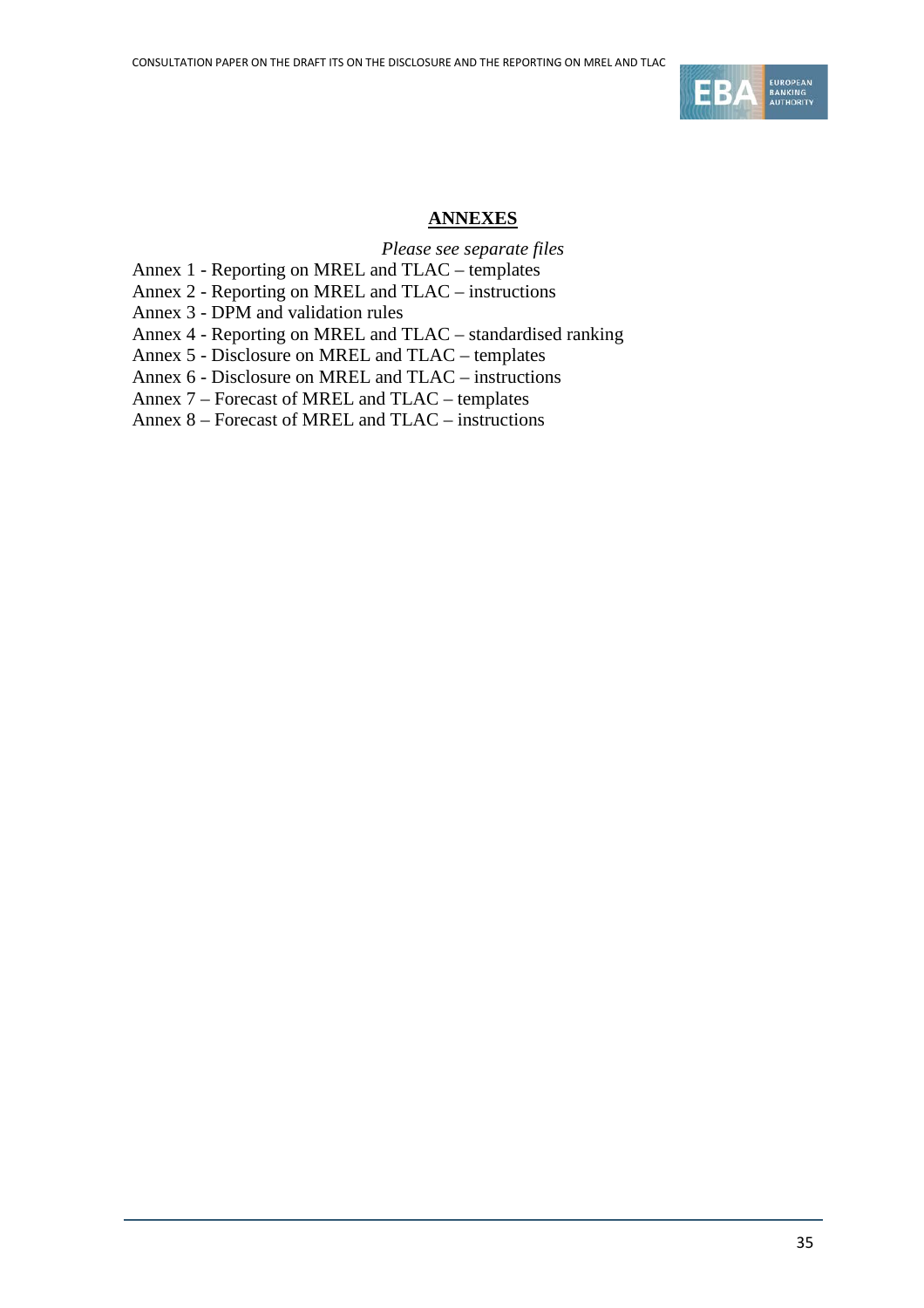# ANNEXES

*Please see separate files*

Annex 1 - Reporting on MREL and TLAC – templates
Annex 2 - Reporting on MREL and TLAC – instructions
Annex 3 - DPM and validation rules
Annex 4 - Reporting on MREL and TLAC – standardised ranking
Annex 5 - Disclosure on MREL and TLAC – templates
Annex 6 - Disclosure on MREL and TLAC – instructions
Annex 7 – Forecast of MREL and TLAC – templates
Annex 8 – Forecast of MREL and TLAC – instructions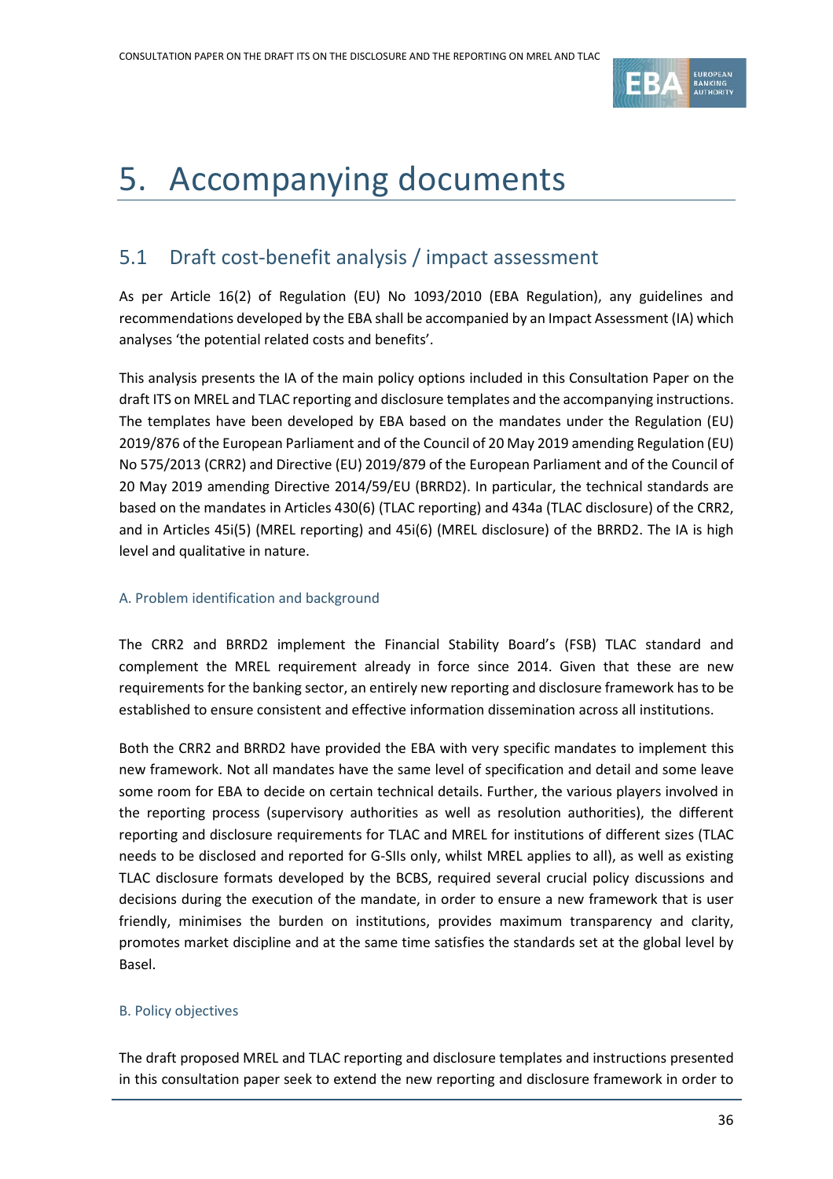# 5. Accompanying documents

## 5.1 Draft cost-benefit analysis / impact assessment

As per Article 16(2) of Regulation (EU) No 1093/2010 (EBA Regulation), any guidelines and recommendations developed by the EBA shall be accompanied by an Impact Assessment (IA) which analyses 'the potential related costs and benefits'.

This analysis presents the IA of the main policy options included in this Consultation Paper on the draft ITS on MREL and TLAC reporting and disclosure templates and the accompanying instructions. The templates have been developed by EBA based on the mandates under the Regulation (EU) 2019/876 of the European Parliament and of the Council of 20 May 2019 amending Regulation (EU) No 575/2013 (CRR2) and Directive (EU) 2019/879 of the European Parliament and of the Council of 20 May 2019 amending Directive 2014/59/EU (BRRD2). In particular, the technical standards are based on the mandates in Articles 430(6) (TLAC reporting) and 434a (TLAC disclosure) of the CRR2, and in Articles 45i(5) (MREL reporting) and 45i(6) (MREL disclosure) of the BRRD2. The IA is high level and qualitative in nature.

### A. Problem identification and background

The CRR2 and BRRD2 implement the Financial Stability Board's (FSB) TLAC standard and complement the MREL requirement already in force since 2014. Given that these are new requirements for the banking sector, an entirely new reporting and disclosure framework has to be established to ensure consistent and effective information dissemination across all institutions.

Both the CRR2 and BRRD2 have provided the EBA with very specific mandates to implement this new framework. Not all mandates have the same level of specification and detail and some leave some room for EBA to decide on certain technical details. Further, the various players involved in the reporting process (supervisory authorities as well as resolution authorities), the different reporting and disclosure requirements for TLAC and MREL for institutions of different sizes (TLAC needs to be disclosed and reported for G-SIIs only, whilst MREL applies to all), as well as existing TLAC disclosure formats developed by the BCBS, required several crucial policy discussions and decisions during the execution of the mandate, in order to ensure a new framework that is user friendly, minimises the burden on institutions, provides maximum transparency and clarity, promotes market discipline and at the same time satisfies the standards set at the global level by Basel.

### B. Policy objectives

The draft proposed MREL and TLAC reporting and disclosure templates and instructions presented in this consultation paper seek to extend the new reporting and disclosure framework in order to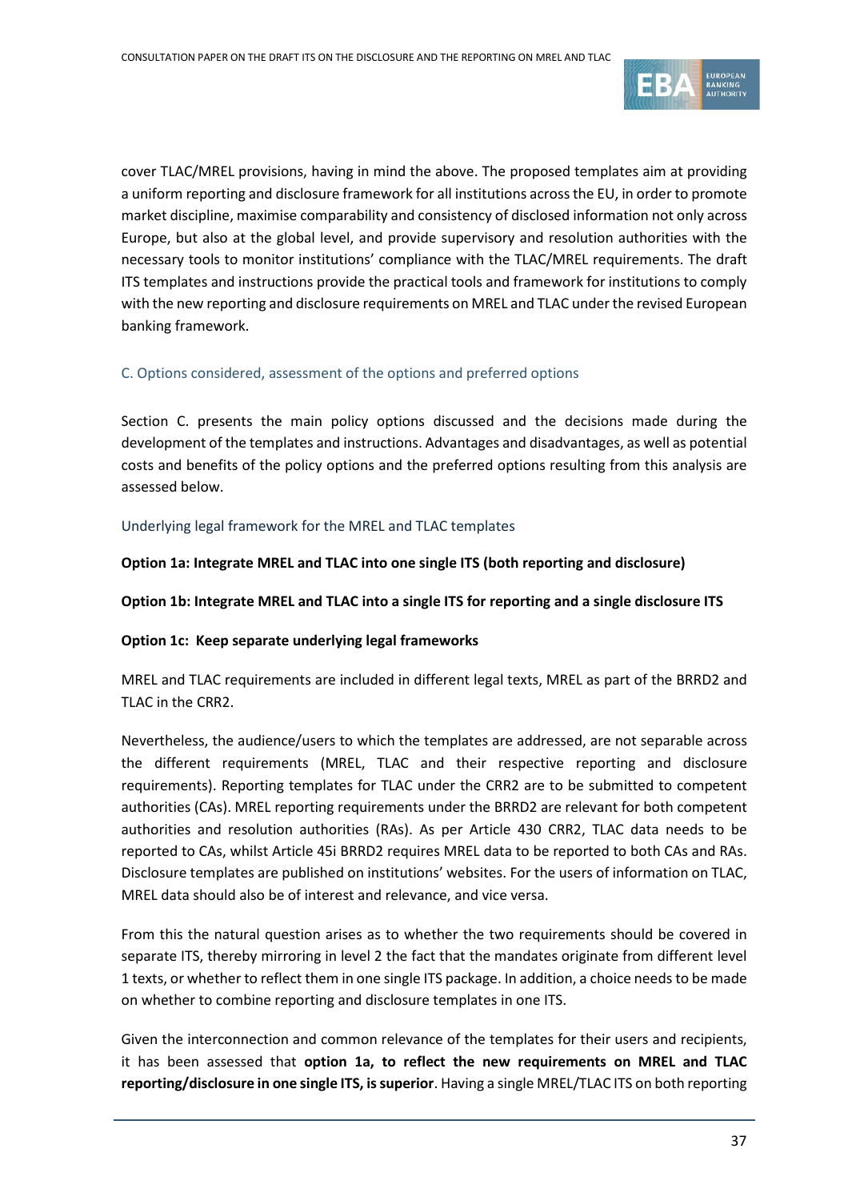cover TLAC/MREL provisions, having in mind the above. The proposed templates aim at providing a uniform reporting and disclosure framework for all institutions across the EU, in order to promote market discipline, maximise comparability and consistency of disclosed information not only across Europe, but also at the global level, and provide supervisory and resolution authorities with the necessary tools to monitor institutions' compliance with the TLAC/MREL requirements. The draft ITS templates and instructions provide the practical tools and framework for institutions to comply with the new reporting and disclosure requirements on MREL and TLAC under the revised European banking framework.

### C. Options considered, assessment of the options and preferred options

Section C. presents the main policy options discussed and the decisions made during the development of the templates and instructions. Advantages and disadvantages, as well as potential costs and benefits of the policy options and the preferred options resulting from this analysis are assessed below.

#### Underlying legal framework for the MREL and TLAC templates

**Option 1a: Integrate MREL and TLAC into one single ITS (both reporting and disclosure)**

**Option 1b: Integrate MREL and TLAC into a single ITS for reporting and a single disclosure ITS**

**Option 1c: Keep separate underlying legal frameworks**

MREL and TLAC requirements are included in different legal texts, MREL as part of the BRRD2 and TLAC in the CRR2.

Nevertheless, the audience/users to which the templates are addressed, are not separable across the different requirements (MREL, TLAC and their respective reporting and disclosure requirements). Reporting templates for TLAC under the CRR2 are to be submitted to competent authorities (CAs). MREL reporting requirements under the BRRD2 are relevant for both competent authorities and resolution authorities (RAs). As per Article 430 CRR2, TLAC data needs to be reported to CAs, whilst Article 45i BRRD2 requires MREL data to be reported to both CAs and RAs. Disclosure templates are published on institutions' websites. For the users of information on TLAC, MREL data should also be of interest and relevance, and vice versa.

From this the natural question arises as to whether the two requirements should be covered in separate ITS, thereby mirroring in level 2 the fact that the mandates originate from different level 1 texts, or whether to reflect them in one single ITS package. In addition, a choice needs to be made on whether to combine reporting and disclosure templates in one ITS.

Given the interconnection and common relevance of the templates for their users and recipients, it has been assessed that **option 1a, to reflect the new requirements on MREL and TLAC reporting/disclosure in one single ITS, is superior**. Having a single MREL/TLAC ITS on both reporting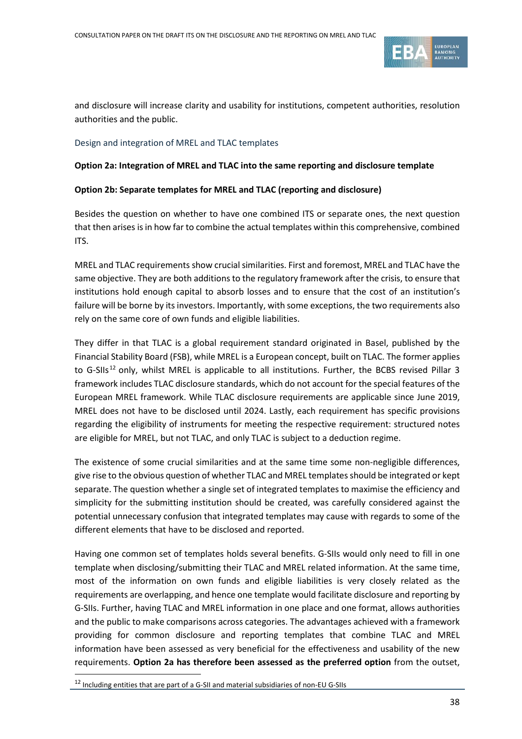and disclosure will increase clarity and usability for institutions, competent authorities, resolution authorities and the public.

### Design and integration of MREL and TLAC templates

**Option 2a: Integration of MREL and TLAC into the same reporting and disclosure template**

**Option 2b: Separate templates for MREL and TLAC (reporting and disclosure)**

Besides the question on whether to have one combined ITS or separate ones, the next question that then arises is in how far to combine the actual templates within this comprehensive, combined ITS.

MREL and TLAC requirements show crucial similarities. First and foremost, MREL and TLAC have the same objective. They are both additions to the regulatory framework after the crisis, to ensure that institutions hold enough capital to absorb losses and to ensure that the cost of an institution's failure will be borne by its investors. Importantly, with some exceptions, the two requirements also rely on the same core of own funds and eligible liabilities.

They differ in that TLAC is a global requirement standard originated in Basel, published by the Financial Stability Board (FSB), while MREL is a European concept, built on TLAC. The former applies to G-SIIs[12] only, whilst MREL is applicable to all institutions. Further, the BCBS revised Pillar 3 framework includes TLAC disclosure standards, which do not account for the special features of the European MREL framework. While TLAC disclosure requirements are applicable since June 2019, MREL does not have to be disclosed until 2024. Lastly, each requirement has specific provisions regarding the eligibility of instruments for meeting the respective requirement: structured notes are eligible for MREL, but not TLAC, and only TLAC is subject to a deduction regime.

The existence of some crucial similarities and at the same time some non-negligible differences, give rise to the obvious question of whether TLAC and MREL templates should be integrated or kept separate. The question whether a single set of integrated templates to maximise the efficiency and simplicity for the submitting institution should be created, was carefully considered against the potential unnecessary confusion that integrated templates may cause with regards to some of the different elements that have to be disclosed and reported.

Having one common set of templates holds several benefits. G-SIIs would only need to fill in one template when disclosing/submitting their TLAC and MREL related information. At the same time, most of the information on own funds and eligible liabilities is very closely related as the requirements are overlapping, and hence one template would facilitate disclosure and reporting by G-SIIs. Further, having TLAC and MREL information in one place and one format, allows authorities and the public to make comparisons across categories. The advantages achieved with a framework providing for common disclosure and reporting templates that combine TLAC and MREL information have been assessed as very beneficial for the effectiveness and usability of the new requirements. **Option 2a has therefore been assessed as the preferred option** from the outset,

[12] Including entities that are part of a G-SII and material subsidiaries of non-EU G-SIIs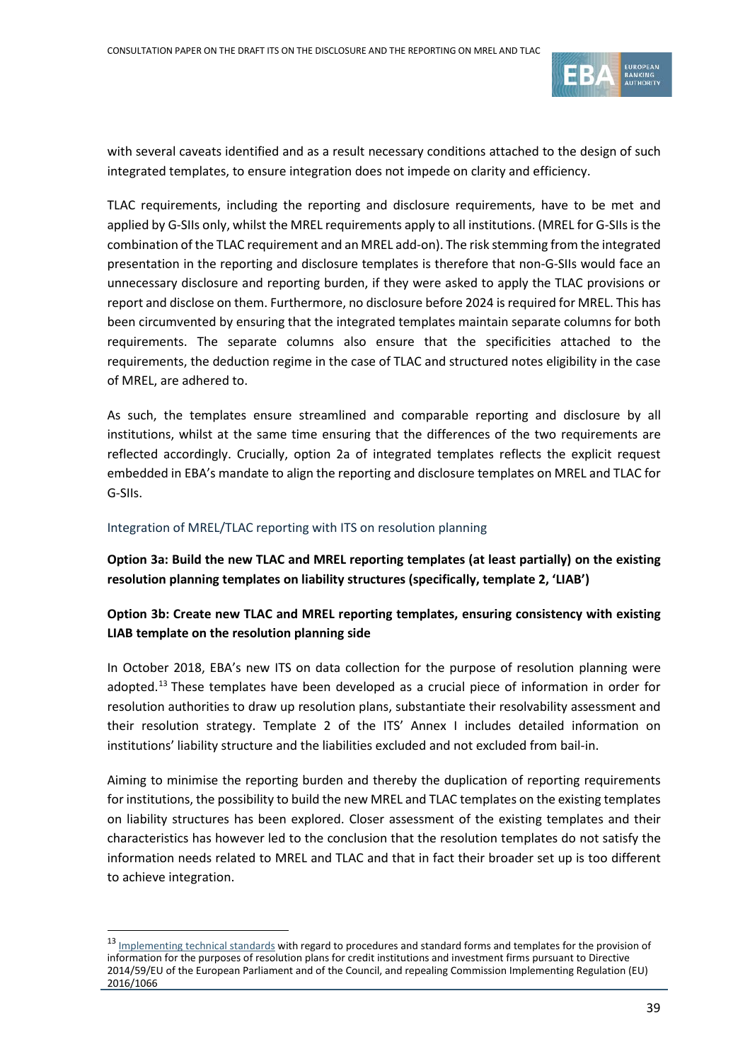with several caveats identified and as a result necessary conditions attached to the design of such integrated templates, to ensure integration does not impede on clarity and efficiency.

TLAC requirements, including the reporting and disclosure requirements, have to be met and applied by G-SIIs only, whilst the MREL requirements apply to all institutions. (MREL for G-SIIs is the combination of the TLAC requirement and an MREL add-on). The risk stemming from the integrated presentation in the reporting and disclosure templates is therefore that non-G-SIIs would face an unnecessary disclosure and reporting burden, if they were asked to apply the TLAC provisions or report and disclose on them. Furthermore, no disclosure before 2024 is required for MREL. This has been circumvented by ensuring that the integrated templates maintain separate columns for both requirements. The separate columns also ensure that the specificities attached to the requirements, the deduction regime in the case of TLAC and structured notes eligibility in the case of MREL, are adhered to.

As such, the templates ensure streamlined and comparable reporting and disclosure by all institutions, whilst at the same time ensuring that the differences of the two requirements are reflected accordingly. Crucially, option 2a of integrated templates reflects the explicit request embedded in EBA's mandate to align the reporting and disclosure templates on MREL and TLAC for G-SIIs.

### Integration of MREL/TLAC reporting with ITS on resolution planning

**Option 3a: Build the new TLAC and MREL reporting templates (at least partially) on the existing resolution planning templates on liability structures (specifically, template 2, 'LIAB')**

**Option 3b: Create new TLAC and MREL reporting templates, ensuring consistency with existing LIAB template on the resolution planning side**

In October 2018, EBA's new ITS on data collection for the purpose of resolution planning were adopted.[13] These templates have been developed as a crucial piece of information in order for resolution authorities to draw up resolution plans, substantiate their resolvability assessment and their resolution strategy. Template 2 of the ITS' Annex I includes detailed information on institutions' liability structure and the liabilities excluded and not excluded from bail-in.

Aiming to minimise the reporting burden and thereby the duplication of reporting requirements for institutions, the possibility to build the new MREL and TLAC templates on the existing templates on liability structures has been explored. Closer assessment of the existing templates and their characteristics has however led to the conclusion that the resolution templates do not satisfy the information needs related to MREL and TLAC and that in fact their broader set up is too different to achieve integration.

---

[13] Implementing technical standards with regard to procedures and standard forms and templates for the provision of information for the purposes of resolution plans for credit institutions and investment firms pursuant to Directive 2014/59/EU of the European Parliament and of the Council, and repealing Commission Implementing Regulation (EU) 2016/1066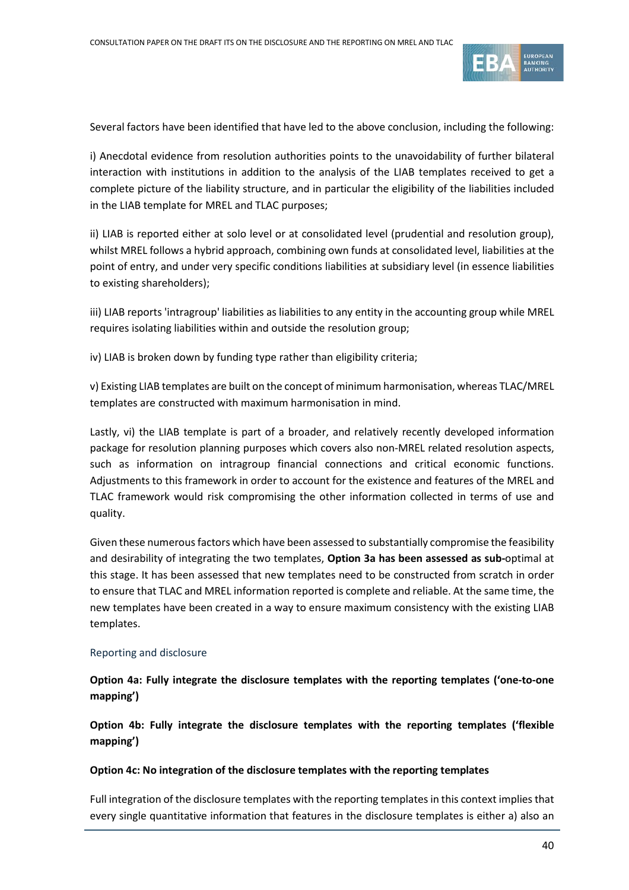Several factors have been identified that have led to the above conclusion, including the following:

i) Anecdotal evidence from resolution authorities points to the unavoidability of further bilateral interaction with institutions in addition to the analysis of the LIAB templates received to get a complete picture of the liability structure, and in particular the eligibility of the liabilities included in the LIAB template for MREL and TLAC purposes;

ii) LIAB is reported either at solo level or at consolidated level (prudential and resolution group), whilst MREL follows a hybrid approach, combining own funds at consolidated level, liabilities at the point of entry, and under very specific conditions liabilities at subsidiary level (in essence liabilities to existing shareholders);

iii) LIAB reports 'intragroup' liabilities as liabilities to any entity in the accounting group while MREL requires isolating liabilities within and outside the resolution group;

iv) LIAB is broken down by funding type rather than eligibility criteria;

v) Existing LIAB templates are built on the concept of minimum harmonisation, whereas TLAC/MREL templates are constructed with maximum harmonisation in mind.

Lastly, vi) the LIAB template is part of a broader, and relatively recently developed information package for resolution planning purposes which covers also non-MREL related resolution aspects, such as information on intragroup financial connections and critical economic functions. Adjustments to this framework in order to account for the existence and features of the MREL and TLAC framework would risk compromising the other information collected in terms of use and quality.

Given these numerous factors which have been assessed to substantially compromise the feasibility and desirability of integrating the two templates, **Option 3a has been assessed as sub-**optimal at this stage. It has been assessed that new templates need to be constructed from scratch in order to ensure that TLAC and MREL information reported is complete and reliable. At the same time, the new templates have been created in a way to ensure maximum consistency with the existing LIAB templates.

### Reporting and disclosure

**Option 4a: Fully integrate the disclosure templates with the reporting templates ('one-to-one mapping')**

**Option 4b: Fully integrate the disclosure templates with the reporting templates ('flexible mapping')**

**Option 4c: No integration of the disclosure templates with the reporting templates**

Full integration of the disclosure templates with the reporting templates in this context implies that every single quantitative information that features in the disclosure templates is either a) also an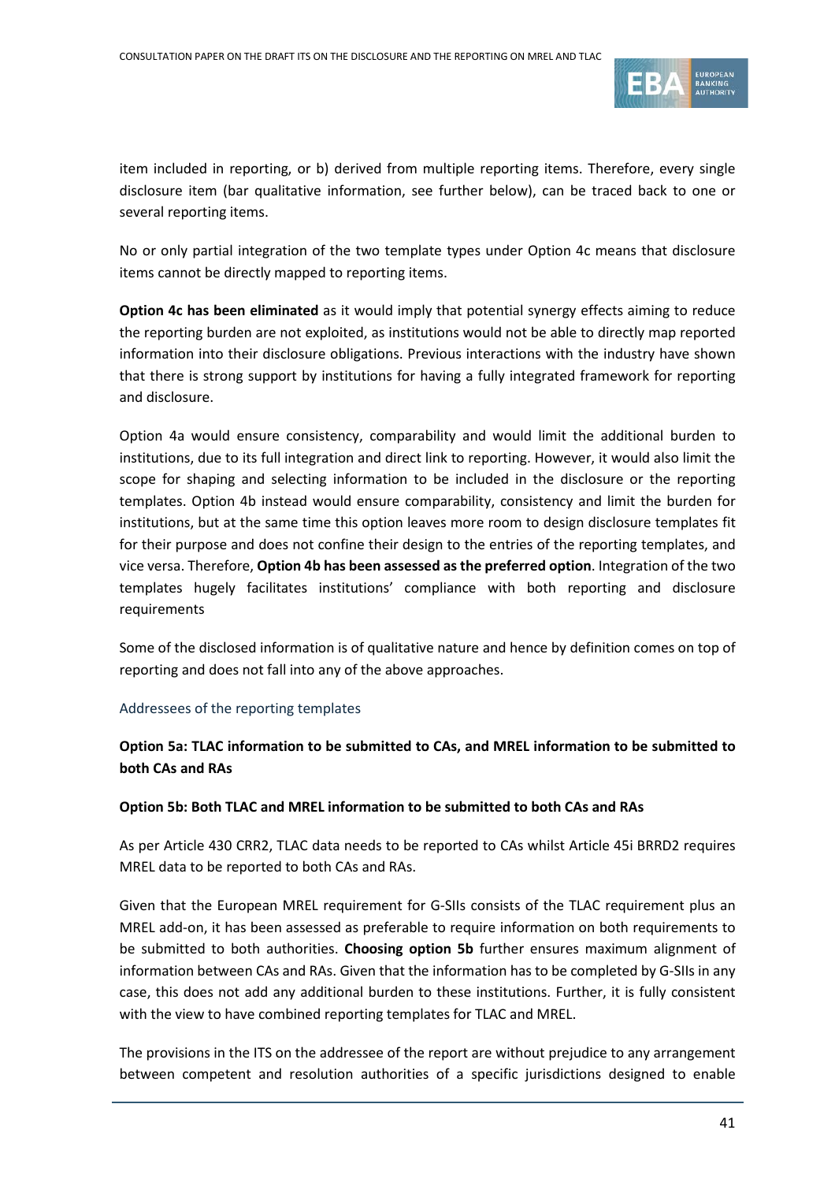item included in reporting, or b) derived from multiple reporting items. Therefore, every single disclosure item (bar qualitative information, see further below), can be traced back to one or several reporting items.

No or only partial integration of the two template types under Option 4c means that disclosure items cannot be directly mapped to reporting items.

**Option 4c has been eliminated** as it would imply that potential synergy effects aiming to reduce the reporting burden are not exploited, as institutions would not be able to directly map reported information into their disclosure obligations. Previous interactions with the industry have shown that there is strong support by institutions for having a fully integrated framework for reporting and disclosure.

Option 4a would ensure consistency, comparability and would limit the additional burden to institutions, due to its full integration and direct link to reporting. However, it would also limit the scope for shaping and selecting information to be included in the disclosure or the reporting templates. Option 4b instead would ensure comparability, consistency and limit the burden for institutions, but at the same time this option leaves more room to design disclosure templates fit for their purpose and does not confine their design to the entries of the reporting templates, and vice versa. Therefore, **Option 4b has been assessed as the preferred option**. Integration of the two templates hugely facilitates institutions' compliance with both reporting and disclosure requirements

Some of the disclosed information is of qualitative nature and hence by definition comes on top of reporting and does not fall into any of the above approaches.

### Addressees of the reporting templates

**Option 5a: TLAC information to be submitted to CAs, and MREL information to be submitted to both CAs and RAs**

**Option 5b: Both TLAC and MREL information to be submitted to both CAs and RAs**

As per Article 430 CRR2, TLAC data needs to be reported to CAs whilst Article 45i BRRD2 requires MREL data to be reported to both CAs and RAs.

Given that the European MREL requirement for G-SIIs consists of the TLAC requirement plus an MREL add-on, it has been assessed as preferable to require information on both requirements to be submitted to both authorities. **Choosing option 5b** further ensures maximum alignment of information between CAs and RAs. Given that the information has to be completed by G-SIIs in any case, this does not add any additional burden to these institutions. Further, it is fully consistent with the view to have combined reporting templates for TLAC and MREL.

The provisions in the ITS on the addressee of the report are without prejudice to any arrangement between competent and resolution authorities of a specific jurisdictions designed to enable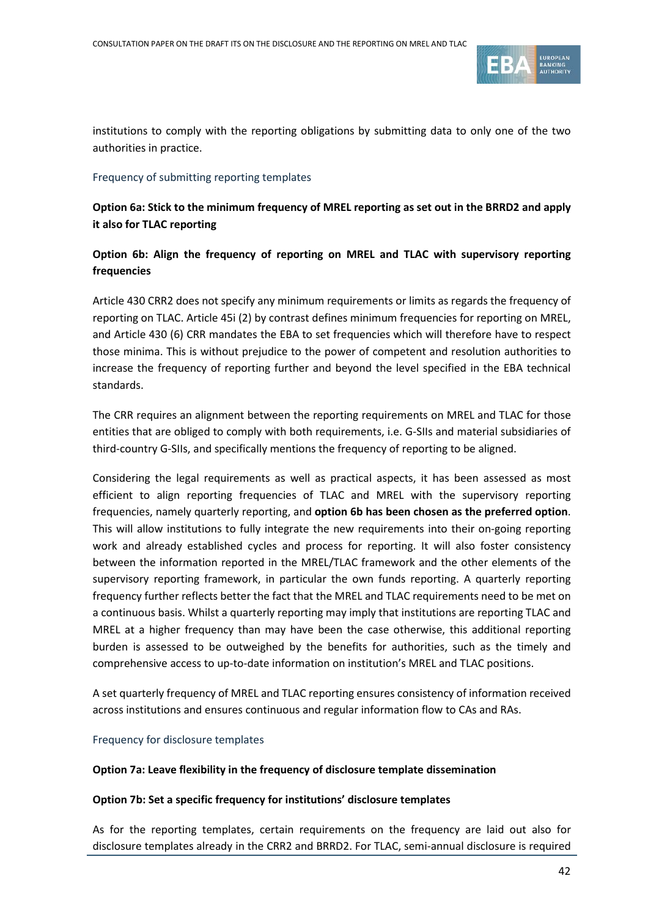institutions to comply with the reporting obligations by submitting data to only one of the two authorities in practice.

### Frequency of submitting reporting templates

**Option 6a: Stick to the minimum frequency of MREL reporting as set out in the BRRD2 and apply it also for TLAC reporting**

**Option 6b: Align the frequency of reporting on MREL and TLAC with supervisory reporting frequencies**

Article 430 CRR2 does not specify any minimum requirements or limits as regards the frequency of reporting on TLAC. Article 45i (2) by contrast defines minimum frequencies for reporting on MREL, and Article 430 (6) CRR mandates the EBA to set frequencies which will therefore have to respect those minima. This is without prejudice to the power of competent and resolution authorities to increase the frequency of reporting further and beyond the level specified in the EBA technical standards.

The CRR requires an alignment between the reporting requirements on MREL and TLAC for those entities that are obliged to comply with both requirements, i.e. G-SIIs and material subsidiaries of third-country G-SIIs, and specifically mentions the frequency of reporting to be aligned.

Considering the legal requirements as well as practical aspects, it has been assessed as most efficient to align reporting frequencies of TLAC and MREL with the supervisory reporting frequencies, namely quarterly reporting, and **option 6b has been chosen as the preferred option**. This will allow institutions to fully integrate the new requirements into their on-going reporting work and already established cycles and process for reporting. It will also foster consistency between the information reported in the MREL/TLAC framework and the other elements of the supervisory reporting framework, in particular the own funds reporting. A quarterly reporting frequency further reflects better the fact that the MREL and TLAC requirements need to be met on a continuous basis. Whilst a quarterly reporting may imply that institutions are reporting TLAC and MREL at a higher frequency than may have been the case otherwise, this additional reporting burden is assessed to be outweighed by the benefits for authorities, such as the timely and comprehensive access to up-to-date information on institution's MREL and TLAC positions.

A set quarterly frequency of MREL and TLAC reporting ensures consistency of information received across institutions and ensures continuous and regular information flow to CAs and RAs.

### Frequency for disclosure templates

**Option 7a: Leave flexibility in the frequency of disclosure template dissemination**

**Option 7b: Set a specific frequency for institutions' disclosure templates**

As for the reporting templates, certain requirements on the frequency are laid out also for disclosure templates already in the CRR2 and BRRD2. For TLAC, semi-annual disclosure is required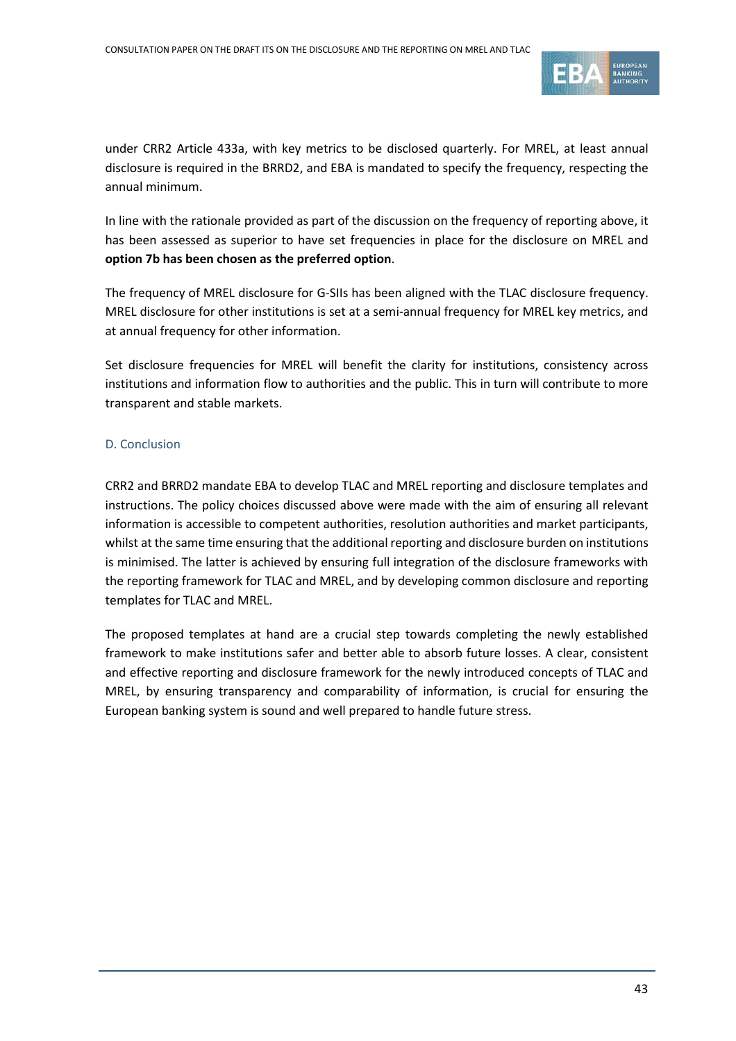under CRR2 Article 433a, with key metrics to be disclosed quarterly. For MREL, at least annual disclosure is required in the BRRD2, and EBA is mandated to specify the frequency, respecting the annual minimum.

In line with the rationale provided as part of the discussion on the frequency of reporting above, it has been assessed as superior to have set frequencies in place for the disclosure on MREL and **option 7b has been chosen as the preferred option**.

The frequency of MREL disclosure for G-SIIs has been aligned with the TLAC disclosure frequency. MREL disclosure for other institutions is set at a semi-annual frequency for MREL key metrics, and at annual frequency for other information.

Set disclosure frequencies for MREL will benefit the clarity for institutions, consistency across institutions and information flow to authorities and the public. This in turn will contribute to more transparent and stable markets.

### D. Conclusion

CRR2 and BRRD2 mandate EBA to develop TLAC and MREL reporting and disclosure templates and instructions. The policy choices discussed above were made with the aim of ensuring all relevant information is accessible to competent authorities, resolution authorities and market participants, whilst at the same time ensuring that the additional reporting and disclosure burden on institutions is minimised. The latter is achieved by ensuring full integration of the disclosure frameworks with the reporting framework for TLAC and MREL, and by developing common disclosure and reporting templates for TLAC and MREL.

The proposed templates at hand are a crucial step towards completing the newly established framework to make institutions safer and better able to absorb future losses. A clear, consistent and effective reporting and disclosure framework for the newly introduced concepts of TLAC and MREL, by ensuring transparency and comparability of information, is crucial for ensuring the European banking system is sound and well prepared to handle future stress.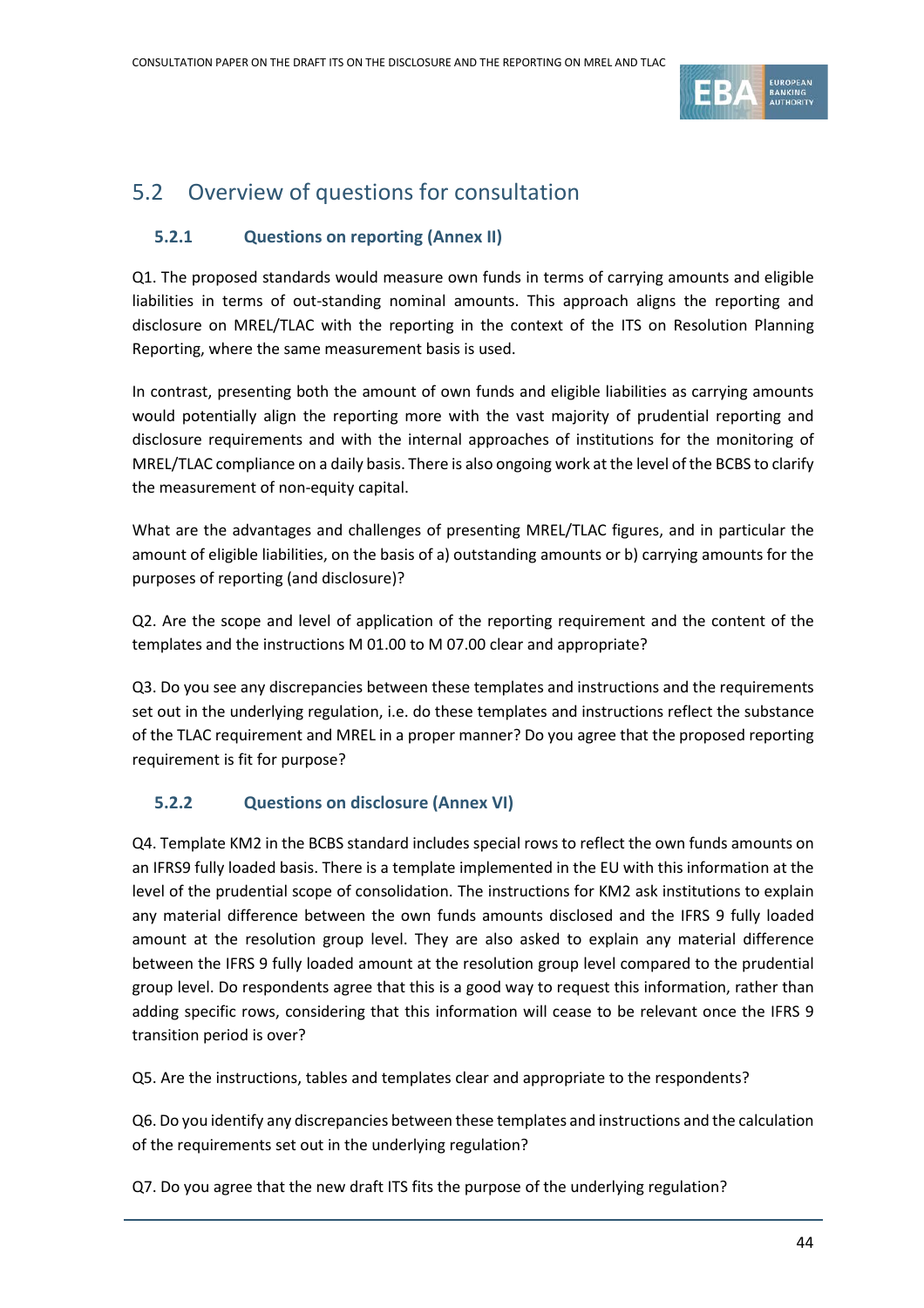## 5.2 Overview of questions for consultation

### 5.2.1 Questions on reporting (Annex II)

Q1. The proposed standards would measure own funds in terms of carrying amounts and eligible liabilities in terms of out-standing nominal amounts. This approach aligns the reporting and disclosure on MREL/TLAC with the reporting in the context of the ITS on Resolution Planning Reporting, where the same measurement basis is used.

In contrast, presenting both the amount of own funds and eligible liabilities as carrying amounts would potentially align the reporting more with the vast majority of prudential reporting and disclosure requirements and with the internal approaches of institutions for the monitoring of MREL/TLAC compliance on a daily basis. There is also ongoing work at the level of the BCBS to clarify the measurement of non-equity capital.

What are the advantages and challenges of presenting MREL/TLAC figures, and in particular the amount of eligible liabilities, on the basis of a) outstanding amounts or b) carrying amounts for the purposes of reporting (and disclosure)?

Q2. Are the scope and level of application of the reporting requirement and the content of the templates and the instructions M 01.00 to M 07.00 clear and appropriate?

Q3. Do you see any discrepancies between these templates and instructions and the requirements set out in the underlying regulation, i.e. do these templates and instructions reflect the substance of the TLAC requirement and MREL in a proper manner? Do you agree that the proposed reporting requirement is fit for purpose?

### 5.2.2 Questions on disclosure (Annex VI)

Q4. Template KM2 in the BCBS standard includes special rows to reflect the own funds amounts on an IFRS9 fully loaded basis. There is a template implemented in the EU with this information at the level of the prudential scope of consolidation. The instructions for KM2 ask institutions to explain any material difference between the own funds amounts disclosed and the IFRS 9 fully loaded amount at the resolution group level. They are also asked to explain any material difference between the IFRS 9 fully loaded amount at the resolution group level compared to the prudential group level. Do respondents agree that this is a good way to request this information, rather than adding specific rows, considering that this information will cease to be relevant once the IFRS 9 transition period is over?

Q5. Are the instructions, tables and templates clear and appropriate to the respondents?

Q6. Do you identify any discrepancies between these templates and instructions and the calculation of the requirements set out in the underlying regulation?

Q7. Do you agree that the new draft ITS fits the purpose of the underlying regulation?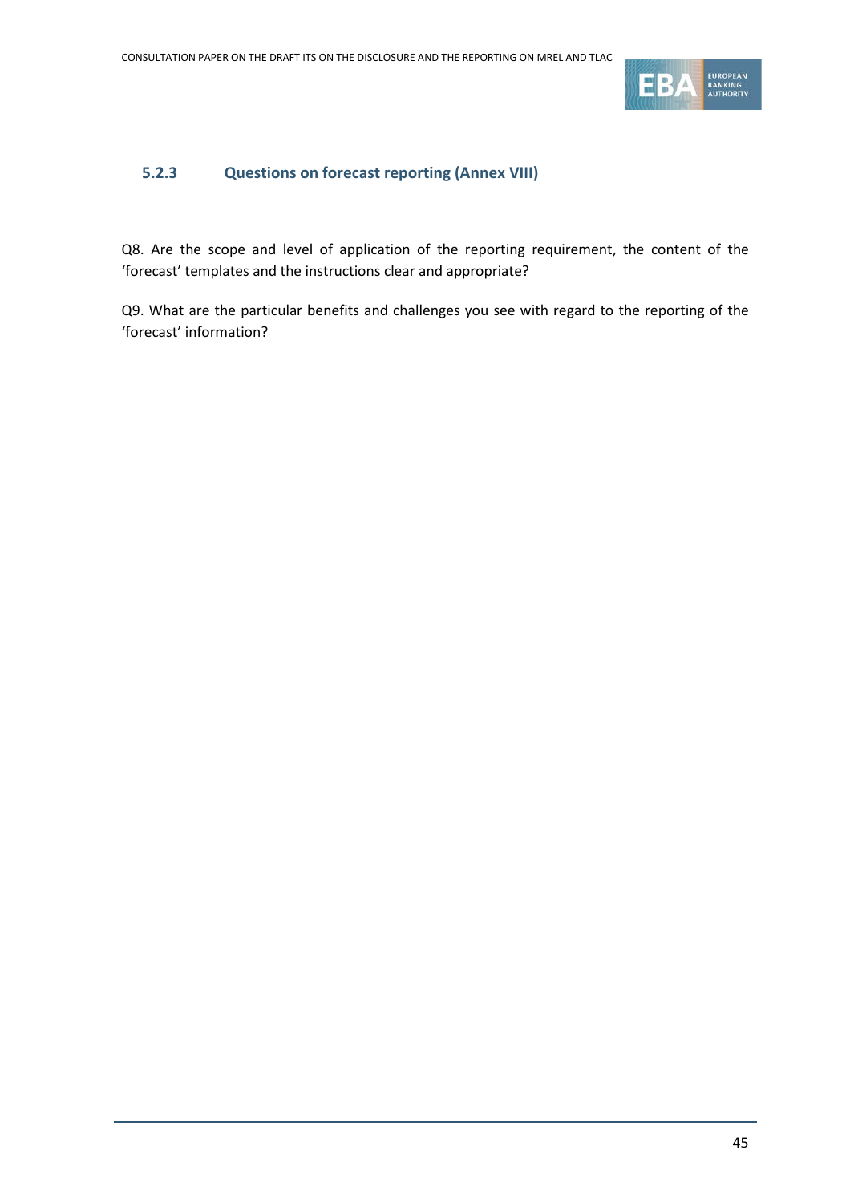### 5.2.3 Questions on forecast reporting (Annex VIII)

Q8. Are the scope and level of application of the reporting requirement, the content of the 'forecast' templates and the instructions clear and appropriate?

Q9. What are the particular benefits and challenges you see with regard to the reporting of the 'forecast' information?